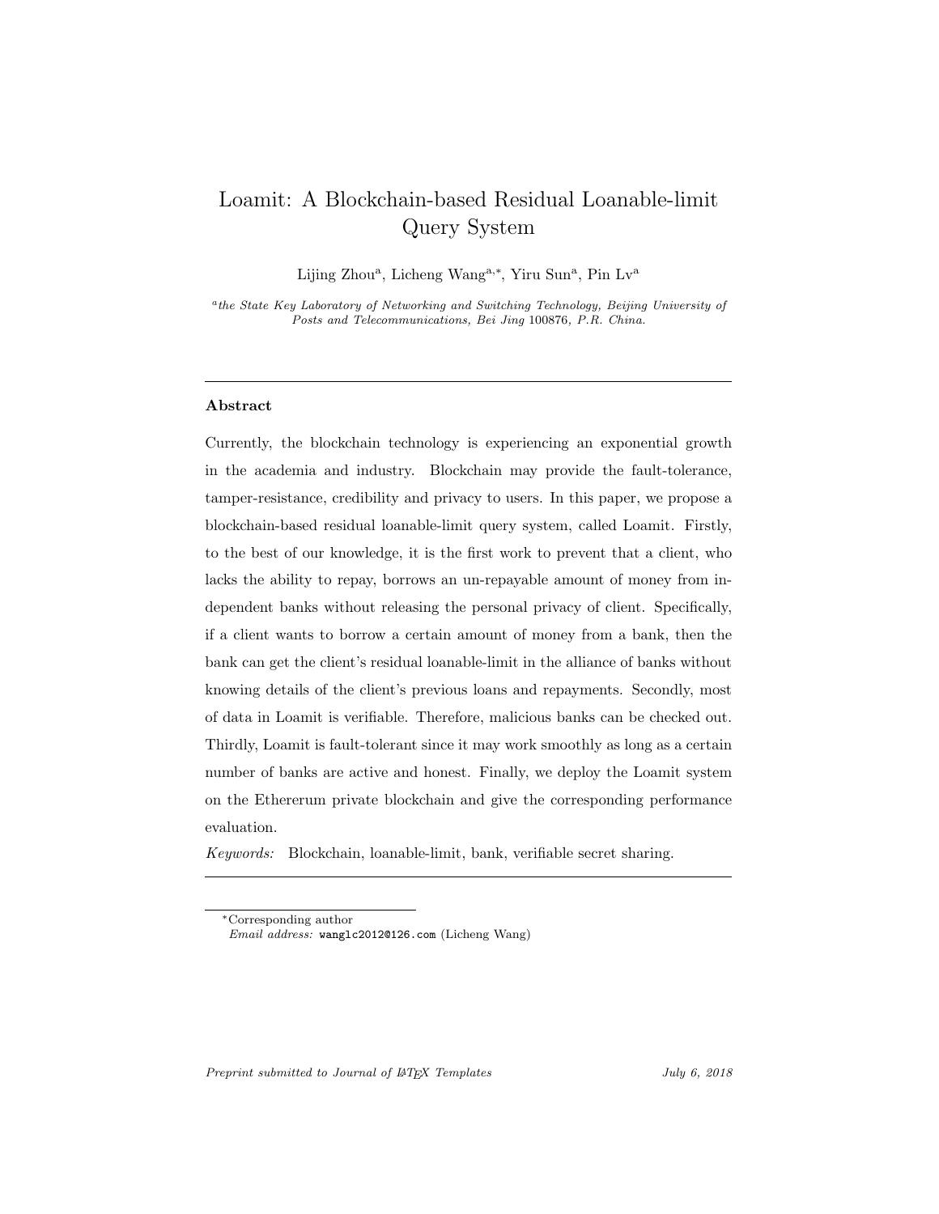# Loamit: A Blockchain-based Residual Loanable-limit Query System

Lijing Zhou[a], Licheng Wang[a,*], Yiru Sun[a], Pin Lv[a]

[a] *the State Key Laboratory of Networking and Switching Technology, Beijing University of Posts and Telecommunications, Bei Jing* 100876*, P.R. China.*

---

**Abstract**

Currently, the blockchain technology is experiencing an exponential growth in the academia and industry. Blockchain may provide the fault-tolerance, tamper-resistance, credibility and privacy to users. In this paper, we propose a blockchain-based residual loanable-limit query system, called Loamit. Firstly, to the best of our knowledge, it is the first work to prevent that a client, who lacks the ability to repay, borrows an un-repayable amount of money from independent banks without releasing the personal privacy of client. Specifically, if a client wants to borrow a certain amount of money from a bank, then the bank can get the client's residual loanable-limit in the alliance of banks without knowing details of the client's previous loans and repayments. Secondly, most of data in Loamit is verifiable. Therefore, malicious banks can be checked out. Thirdly, Loamit is fault-tolerant since it may work smoothly as long as a certain number of banks are active and honest. Finally, we deploy the Loamit system on the Ethererum private blockchain and give the corresponding performance evaluation.

*Keywords:* Blockchain, loanable-limit, bank, verifiable secret sharing.

---

*Corresponding author
*Email address:* wanglc2012@126.com (Licheng Wang)

*Preprint submitted to Journal of LaTeX Templates* *July 6, 2018*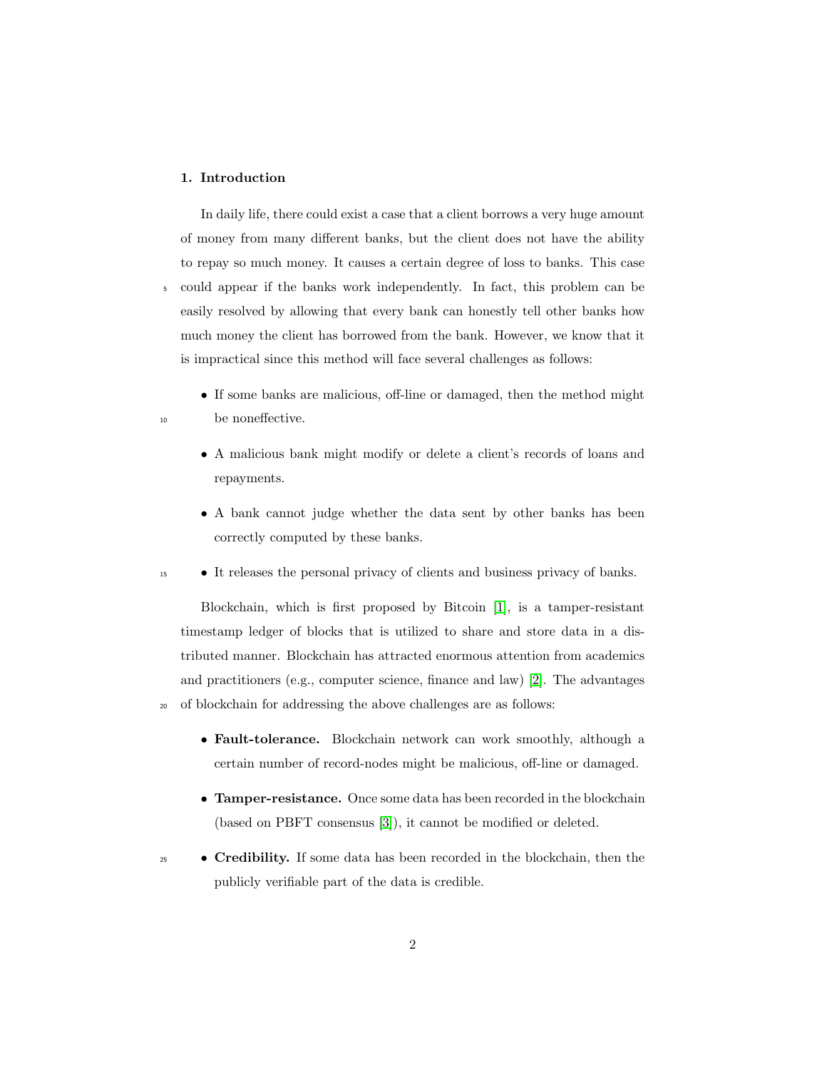## 1. Introduction

In daily life, there could exist a case that a client borrows a very huge amount of money from many different banks, but the client does not have the ability to repay so much money. It causes a certain degree of loss to banks. This case could appear if the banks work independently. In fact, this problem can be easily resolved by allowing that every bank can honestly tell other banks how much money the client has borrowed from the bank. However, we know that it is impractical since this method will face several challenges as follows:

- If some banks are malicious, off-line or damaged, then the method might be noneffective.
- A malicious bank might modify or delete a client's records of loans and repayments.
- A bank cannot judge whether the data sent by other banks has been correctly computed by these banks.
- It releases the personal privacy of clients and business privacy of banks.

Blockchain, which is first proposed by Bitcoin [1], is a tamper-resistant timestamp ledger of blocks that is utilized to share and store data in a distributed manner. Blockchain has attracted enormous attention from academics and practitioners (e.g., computer science, finance and law) [2]. The advantages of blockchain for addressing the above challenges are as follows:

- **Fault-tolerance.** Blockchain network can work smoothly, although a certain number of record-nodes might be malicious, off-line or damaged.
- **Tamper-resistance.** Once some data has been recorded in the blockchain (based on PBFT consensus [3]), it cannot be modified or deleted.
- **Credibility.** If some data has been recorded in the blockchain, then the publicly verifiable part of the data is credible.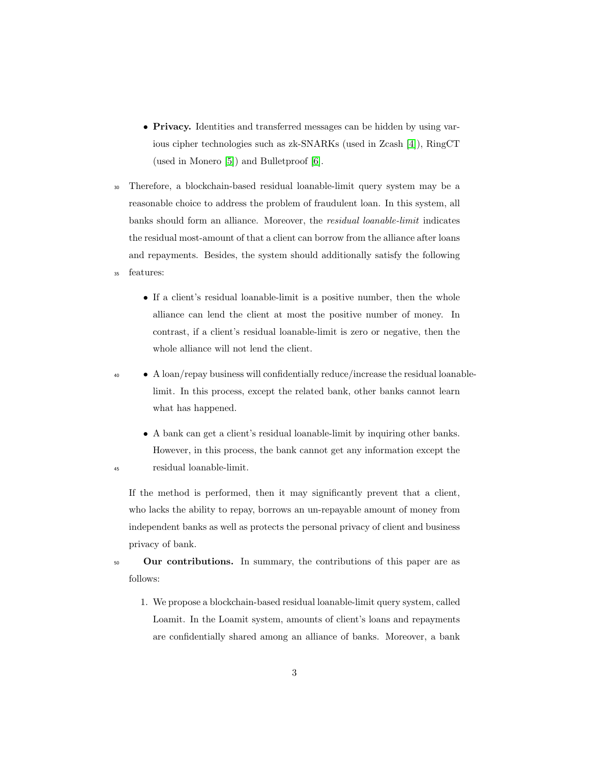- **Privacy.** Identities and transferred messages can be hidden by using various cipher technologies such as zk-SNARKs (used in Zcash [4]), RingCT (used in Monero [5]) and Bulletproof [6].

Therefore, a blockchain-based residual loanable-limit query system may be a reasonable choice to address the problem of fraudulent loan. In this system, all banks should form an alliance. Moreover, the *residual loanable-limit* indicates the residual most-amount of that a client can borrow from the alliance after loans and repayments. Besides, the system should additionally satisfy the following features:

- If a client's residual loanable-limit is a positive number, then the whole alliance can lend the client at most the positive number of money. In contrast, if a client's residual loanable-limit is zero or negative, then the whole alliance will not lend the client.
- A loan/repay business will confidentially reduce/increase the residual loanable-limit. In this process, except the related bank, other banks cannot learn what has happened.
- A bank can get a client's residual loanable-limit by inquiring other banks. However, in this process, the bank cannot get any information except the residual loanable-limit.

If the method is performed, then it may significantly prevent that a client, who lacks the ability to repay, borrows an un-repayable amount of money from independent banks as well as protects the personal privacy of client and business privacy of bank.

**Our contributions.** In summary, the contributions of this paper are as follows:

1. We propose a blockchain-based residual loanable-limit query system, called Loamit. In the Loamit system, amounts of client's loans and repayments are confidentially shared among an alliance of banks. Moreover, a bank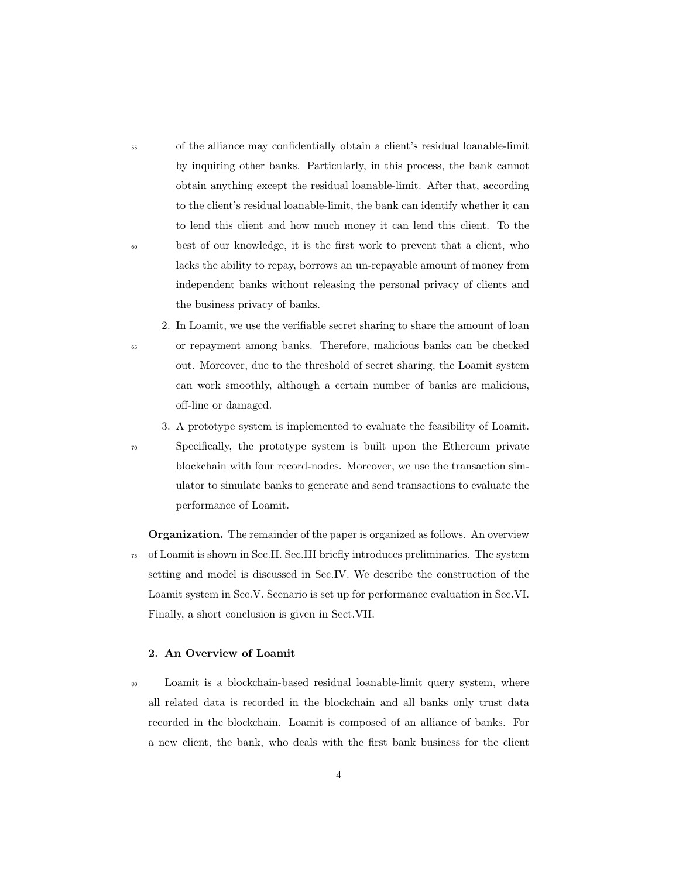of the alliance may confidentially obtain a client's residual loanable-limit by inquiring other banks. Particularly, in this process, the bank cannot obtain anything except the residual loanable-limit. After that, according to the client's residual loanable-limit, the bank can identify whether it can to lend this client and how much money it can lend this client. To the best of our knowledge, it is the first work to prevent that a client, who lacks the ability to repay, borrows an un-repayable amount of money from independent banks without releasing the personal privacy of clients and the business privacy of banks.

2. In Loamit, we use the verifiable secret sharing to share the amount of loan or repayment among banks. Therefore, malicious banks can be checked out. Moreover, due to the threshold of secret sharing, the Loamit system can work smoothly, although a certain number of banks are malicious, off-line or damaged.

3. A prototype system is implemented to evaluate the feasibility of Loamit. Specifically, the prototype system is built upon the Ethereum private blockchain with four record-nodes. Moreover, we use the transaction simulator to simulate banks to generate and send transactions to evaluate the performance of Loamit.

**Organization.** The remainder of the paper is organized as follows. An overview of Loamit is shown in Sec.II. Sec.III briefly introduces preliminaries. The system setting and model is discussed in Sec.IV. We describe the construction of the Loamit system in Sec.V. Scenario is set up for performance evaluation in Sec.VI. Finally, a short conclusion is given in Sect.VII.

## 2. An Overview of Loamit

Loamit is a blockchain-based residual loanable-limit query system, where all related data is recorded in the blockchain and all banks only trust data recorded in the blockchain. Loamit is composed of an alliance of banks. For a new client, the bank, who deals with the first bank business for the client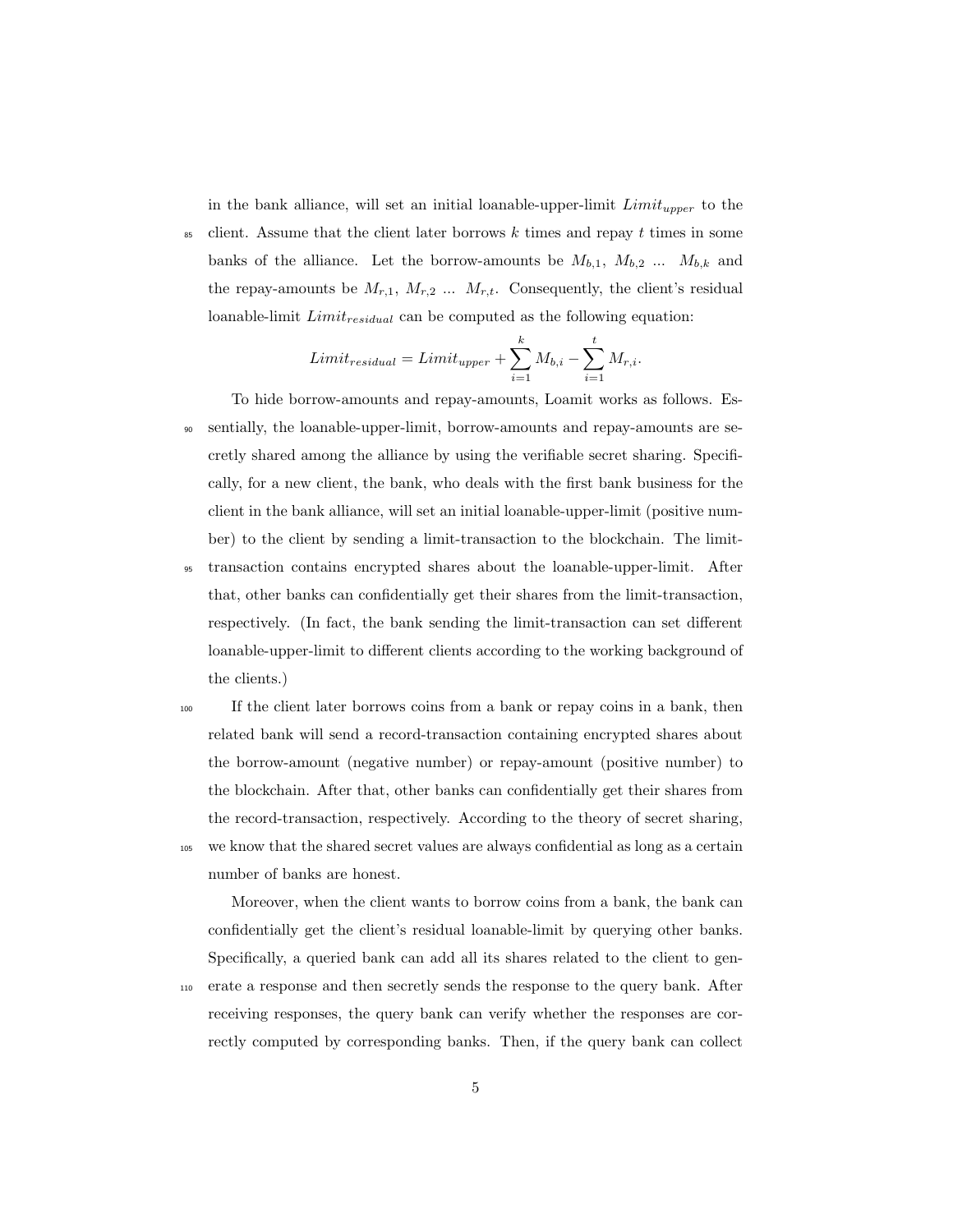in the bank alliance, will set an initial loanable-upper-limit $Limit_{upper}$ to the client. Assume that the client later borrows $k$ times and repay $t$ times in some banks of the alliance. Let the borrow-amounts be $M_{b,1}$, $M_{b,2}$ ... $M_{b,k}$ and the repay-amounts be $M_{r,1}$, $M_{r,2}$ ... $M_{r,t}$. Consequently, the client's residual loanable-limit $Limit_{residual}$ can be computed as the following equation:

$$Limit_{residual} = Limit_{upper} + \sum_{i=1}^{k} M_{b,i} - \sum_{i=1}^{t} M_{r,i}.$$

To hide borrow-amounts and repay-amounts, Loamit works as follows. Essentially, the loanable-upper-limit, borrow-amounts and repay-amounts are secretly shared among the alliance by using the verifiable secret sharing. Specifically, for a new client, the bank, who deals with the first bank business for the client in the bank alliance, will set an initial loanable-upper-limit (positive number) to the client by sending a limit-transaction to the blockchain. The limit-transaction contains encrypted shares about the loanable-upper-limit. After that, other banks can confidentially get their shares from the limit-transaction, respectively. (In fact, the bank sending the limit-transaction can set different loanable-upper-limit to different clients according to the working background of the clients.)

If the client later borrows coins from a bank or repay coins in a bank, then related bank will send a record-transaction containing encrypted shares about the borrow-amount (negative number) or repay-amount (positive number) to the blockchain. After that, other banks can confidentially get their shares from the record-transaction, respectively. According to the theory of secret sharing, we know that the shared secret values are always confidential as long as a certain number of banks are honest.

Moreover, when the client wants to borrow coins from a bank, the bank can confidentially get the client's residual loanable-limit by querying other banks. Specifically, a queried bank can add all its shares related to the client to generate a response and then secretly sends the response to the query bank. After receiving responses, the query bank can verify whether the responses are correctly computed by corresponding banks. Then, if the query bank can collect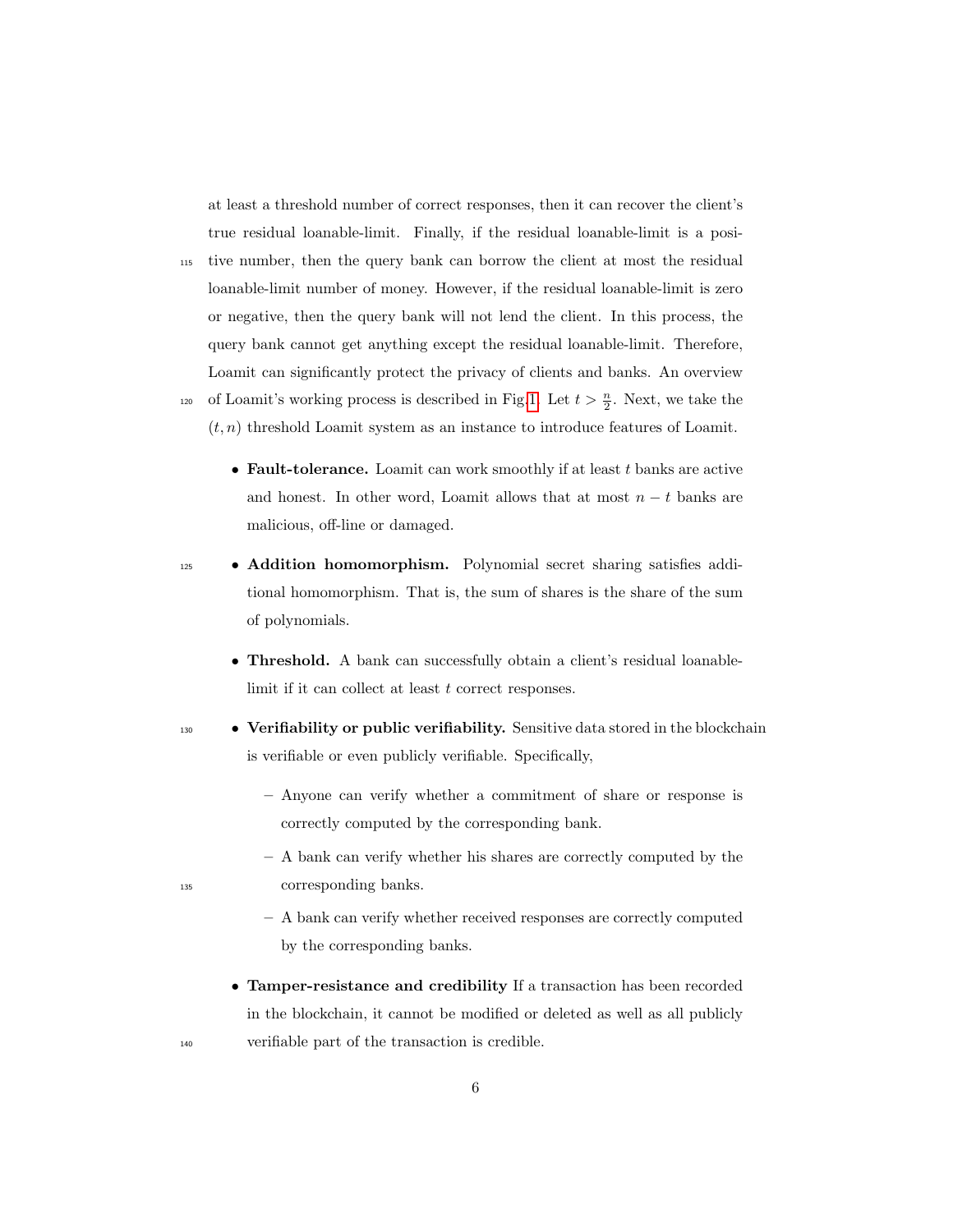at least a threshold number of correct responses, then it can recover the client's true residual loanable-limit. Finally, if the residual loanable-limit is a positive number, then the query bank can borrow the client at most the residual loanable-limit number of money. However, if the residual loanable-limit is zero or negative, then the query bank will not lend the client. In this process, the query bank cannot get anything except the residual loanable-limit. Therefore, Loamit can significantly protect the privacy of clients and banks. An overview of Loamit's working process is described in Fig.1. Let $t > \frac{n}{2}$. Next, we take the $(t, n)$ threshold Loamit system as an instance to introduce features of Loamit.

- **Fault-tolerance.** Loamit can work smoothly if at least $t$ banks are active and honest. In other word, Loamit allows that at most $n - t$ banks are malicious, off-line or damaged.
- **Addition homomorphism.** Polynomial secret sharing satisfies additional homomorphism. That is, the sum of shares is the share of the sum of polynomials.
- **Threshold.** A bank can successfully obtain a client's residual loanable-limit if it can collect at least $t$ correct responses.
- **Verifiability or public verifiability.** Sensitive data stored in the blockchain is verifiable or even publicly verifiable. Specifically,
  - Anyone can verify whether a commitment of share or response is correctly computed by the corresponding bank.
  - A bank can verify whether his shares are correctly computed by the corresponding banks.
  - A bank can verify whether received responses are correctly computed by the corresponding banks.
- **Tamper-resistance and credibility** If a transaction has been recorded in the blockchain, it cannot be modified or deleted as well as all publicly verifiable part of the transaction is credible.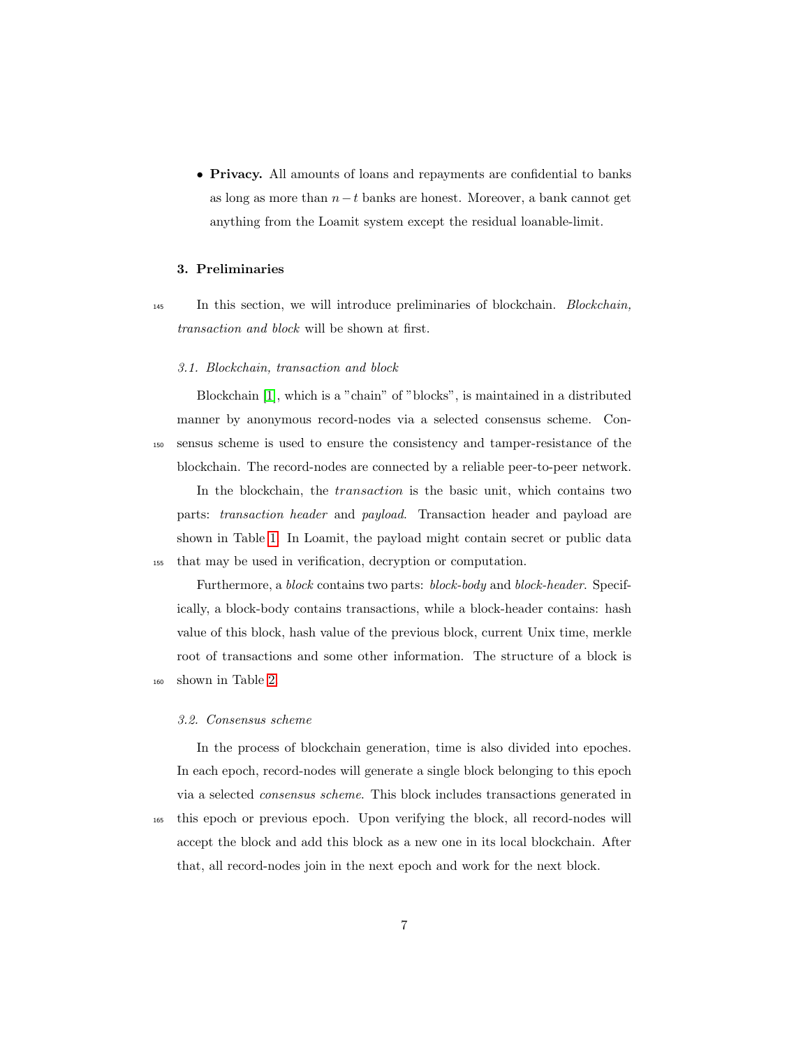- **Privacy.** All amounts of loans and repayments are confidential to banks as long as more than $n - t$ banks are honest. Moreover, a bank cannot get anything from the Loamit system except the residual loanable-limit.

## 3. Preliminaries

In this section, we will introduce preliminaries of blockchain. *Blockchain, transaction and block* will be shown at first.

### 3.1. Blockchain, transaction and block

Blockchain [1], which is a "chain" of "blocks", is maintained in a distributed manner by anonymous record-nodes via a selected consensus scheme. Consensus scheme is used to ensure the consistency and tamper-resistance of the blockchain. The record-nodes are connected by a reliable peer-to-peer network.

In the blockchain, the *transaction* is the basic unit, which contains two parts: *transaction header* and *payload*. Transaction header and payload are shown in Table 1. In Loamit, the payload might contain secret or public data that may be used in verification, decryption or computation.

Furthermore, a *block* contains two parts: *block-body* and *block-header*. Specifically, a block-body contains transactions, while a block-header contains: hash value of this block, hash value of the previous block, current Unix time, merkle root of transactions and some other information. The structure of a block is shown in Table 2.

### 3.2. Consensus scheme

In the process of blockchain generation, time is also divided into epoches. In each epoch, record-nodes will generate a single block belonging to this epoch via a selected *consensus scheme*. This block includes transactions generated in this epoch or previous epoch. Upon verifying the block, all record-nodes will accept the block and add this block as a new one in its local blockchain. After that, all record-nodes join in the next epoch and work for the next block.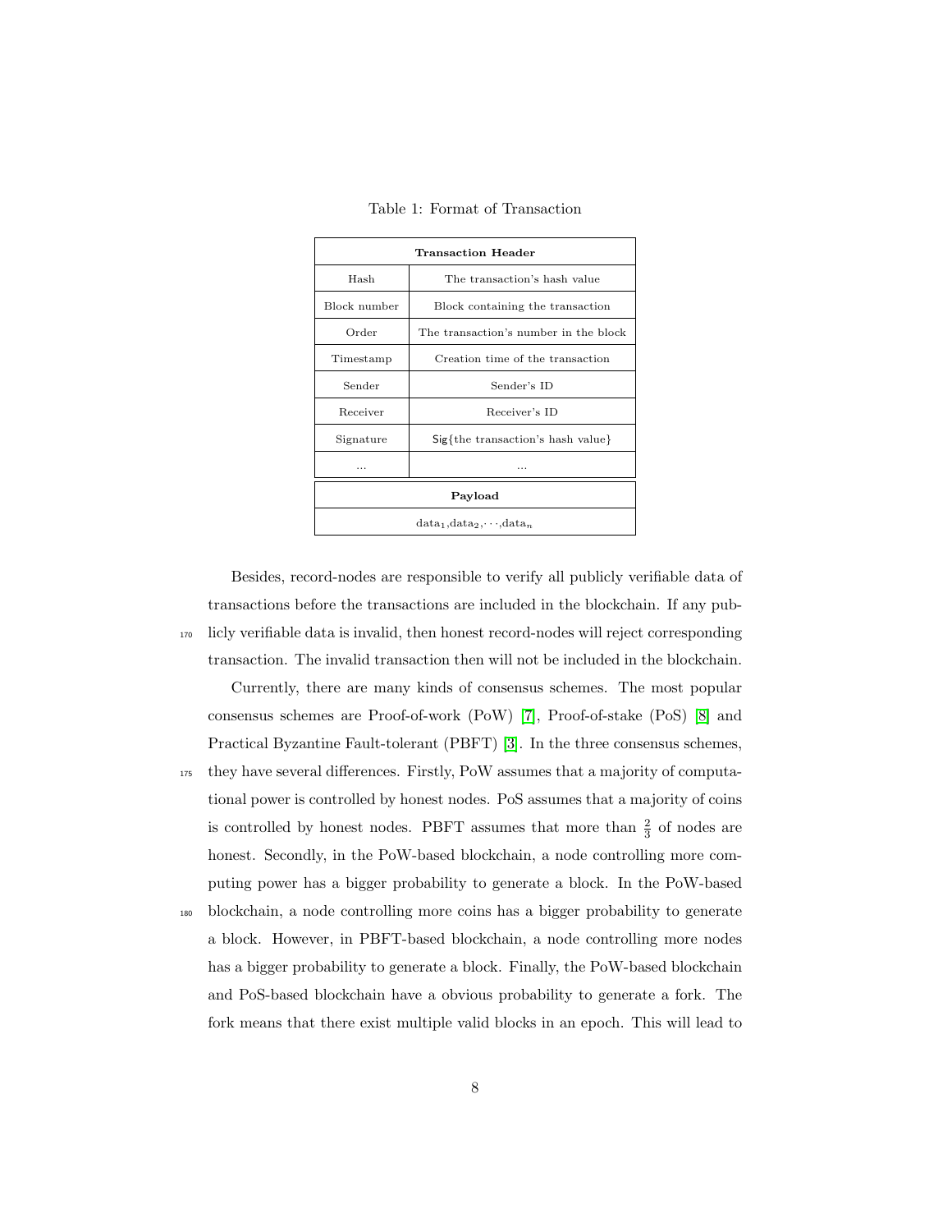Table 1: Format of Transaction

| Transaction Header | |
|---|---|
| Hash | The transaction's hash value |
| Block number | Block containing the transaction |
| Order | The transaction's number in the block |
| Timestamp | Creation time of the transaction |
| Sender | Sender's ID |
| Receiver | Receiver's ID |
| Signature | Sig{the transaction's hash value} |
| ... | ... |
| **Payload** | |
| $\text{data}_1, \text{data}_2, \cdots, \text{data}_n$ | |

Besides, record-nodes are responsible to verify all publicly verifiable data of transactions before the transactions are included in the blockchain. If any publicly verifiable data is invalid, then honest record-nodes will reject corresponding transaction. The invalid transaction then will not be included in the blockchain.

Currently, there are many kinds of consensus schemes. The most popular consensus schemes are Proof-of-work (PoW) [7], Proof-of-stake (PoS) [8] and Practical Byzantine Fault-tolerant (PBFT) [3]. In the three consensus schemes, they have several differences. Firstly, PoW assumes that a majority of computational power is controlled by honest nodes. PoS assumes that a majority of coins is controlled by honest nodes. PBFT assumes that more than $\frac{2}{3}$ of nodes are honest. Secondly, in the PoW-based blockchain, a node controlling more computing power has a bigger probability to generate a block. In the PoW-based blockchain, a node controlling more coins has a bigger probability to generate a block. However, in PBFT-based blockchain, a node controlling more nodes has a bigger probability to generate a block. Finally, the PoW-based blockchain and PoS-based blockchain have a obvious probability to generate a fork. The fork means that there exist multiple valid blocks in an epoch. This will lead to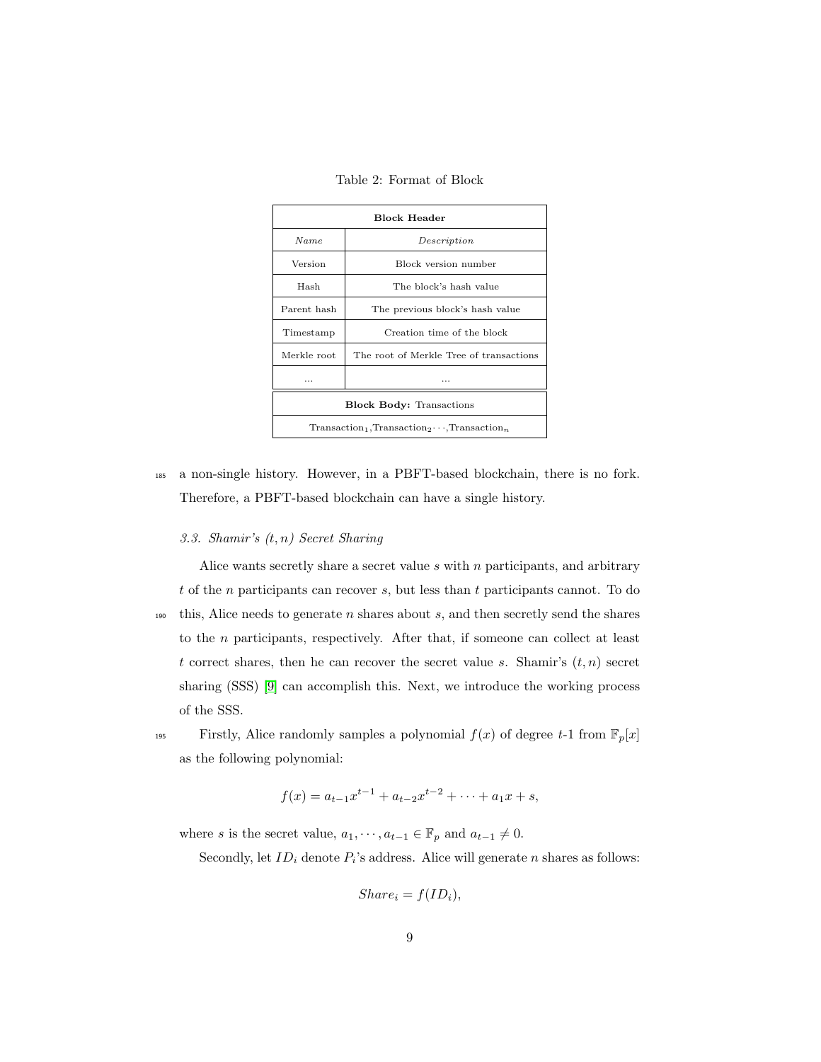Table 2: Format of Block

| **Block Header** | |
|---|---|
| *Name* | *Description* |
| Version | Block version number |
| Hash | The block's hash value |
| Parent hash | The previous block's hash value |
| Timestamp | Creation time of the block |
| Merkle root | The root of Merkle Tree of transactions |
| ... | ... |
| **Block Body:** Transactions | |
| $\text{Transaction}_1$,$\text{Transaction}_2\cdots$,$\text{Transaction}_n$ | |

a non-single history. However, in a PBFT-based blockchain, there is no fork. Therefore, a PBFT-based blockchain can have a single history.

### *3.3. Shamir's $(t, n)$ Secret Sharing*

Alice wants secretly share a secret value $s$ with $n$ participants, and arbitrary $t$ of the $n$ participants can recover $s$, but less than $t$ participants cannot. To do this, Alice needs to generate $n$ shares about $s$, and then secretly send the shares to the $n$ participants, respectively. After that, if someone can collect at least $t$ correct shares, then he can recover the secret value $s$. Shamir's $(t, n)$ secret sharing (SSS) [9] can accomplish this. Next, we introduce the working process of the SSS.

Firstly, Alice randomly samples a polynomial $f(x)$ of degree $t$-1 from $\mathbb{F}_p[x]$ as the following polynomial:

$$f(x) = a_{t-1}x^{t-1} + a_{t-2}x^{t-2} + \cdots + a_1x + s,$$

where $s$ is the secret value, $a_1, \cdots, a_{t-1} \in \mathbb{F}_p$ and $a_{t-1} \neq 0$.

Secondly, let $ID_i$ denote $P_i$'s address. Alice will generate $n$ shares as follows:

$$Share_i = f(ID_i),$$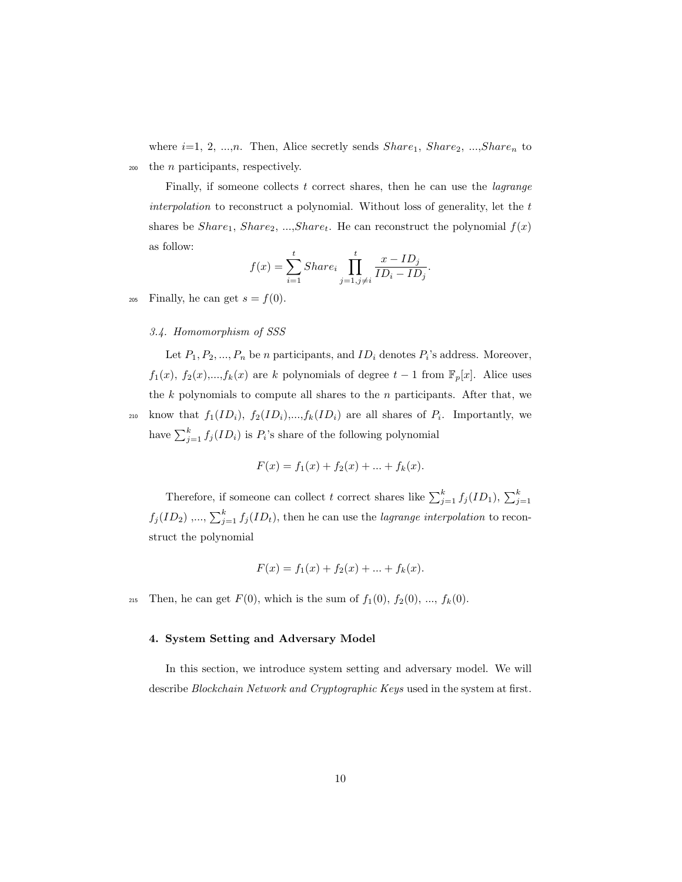where $i$=1, 2, ...,$n$. Then, Alice secretly sends $Share_1$, $Share_2$, ...,$Share_n$ to the $n$ participants, respectively.

Finally, if someone collects $t$ correct shares, then he can use the *lagrange interpolation* to reconstruct a polynomial. Without loss of generality, let the $t$ shares be $Share_1$, $Share_2$, ...,$Share_t$. He can reconstruct the polynomial $f(x)$ as follow:

$$f(x) = \sum_{i=1}^{t} Share_i \prod_{j=1, j \neq i}^{t} \frac{x - ID_j}{ID_i - ID_j}.$$

Finally, he can get $s = f(0)$.

### *3.4. Homomorphism of SSS*

Let $P_1, P_2, ..., P_n$ be $n$ participants, and $ID_i$ denotes $P_i$'s address. Moreover, $f_1(x)$, $f_2(x)$,...,$f_k(x)$ are $k$ polynomials of degree $t-1$ from $\mathbb{F}_p[x]$. Alice uses the $k$ polynomials to compute all shares to the $n$ participants. After that, we know that $f_1(ID_i)$, $f_2(ID_i)$,...,$f_k(ID_i)$ are all shares of $P_i$. Importantly, we have $\sum_{j=1}^{k} f_j(ID_i)$ is $P_i$'s share of the following polynomial

$$F(x) = f_1(x) + f_2(x) + ... + f_k(x).$$

Therefore, if someone can collect $t$ correct shares like $\sum_{j=1}^{k} f_j(ID_1)$, $\sum_{j=1}^{k} f_j(ID_2)$ ,..., $\sum_{j=1}^{k} f_j(ID_t)$, then he can use the *lagrange interpolation* to reconstruct the polynomial

$$F(x) = f_1(x) + f_2(x) + ... + f_k(x).$$

Then, he can get $F(0)$, which is the sum of $f_1(0)$, $f_2(0)$, ..., $f_k(0)$.

## 4. System Setting and Adversary Model

In this section, we introduce system setting and adversary model. We will describe *Blockchain Network and Cryptographic Keys* used in the system at first.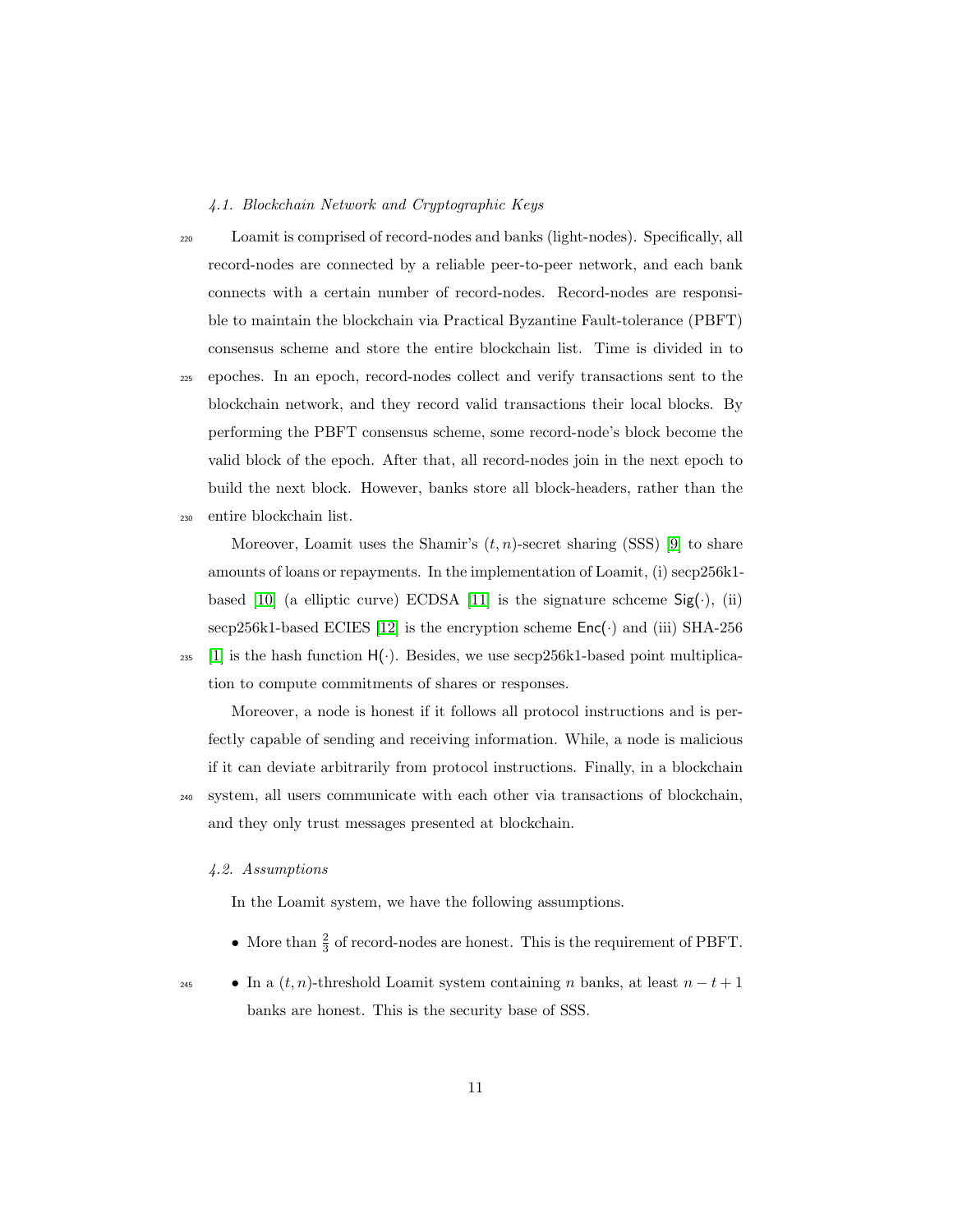### 4.1. Blockchain Network and Cryptographic Keys

Loamit is comprised of record-nodes and banks (light-nodes). Specifically, all record-nodes are connected by a reliable peer-to-peer network, and each bank connects with a certain number of record-nodes. Record-nodes are responsible to maintain the blockchain via Practical Byzantine Fault-tolerance (PBFT) consensus scheme and store the entire blockchain list. Time is divided in to epoches. In an epoch, record-nodes collect and verify transactions sent to the blockchain network, and they record valid transactions their local blocks. By performing the PBFT consensus scheme, some record-node's block become the valid block of the epoch. After that, all record-nodes join in the next epoch to build the next block. However, banks store all block-headers, rather than the entire blockchain list.

Moreover, Loamit uses the Shamir's $(t, n)$-secret sharing (SSS) [9] to share amounts of loans or repayments. In the implementation of Loamit, (i) secp256k1-based [10] (a elliptic curve) ECDSA [11] is the signature schceme $\mathsf{Sig}(\cdot)$, (ii) secp256k1-based ECIES [12] is the encryption scheme $\mathsf{Enc}(\cdot)$ and (iii) SHA-256 [1] is the hash function $\mathsf{H}(\cdot)$. Besides, we use secp256k1-based point multiplication to compute commitments of shares or responses.

Moreover, a node is honest if it follows all protocol instructions and is perfectly capable of sending and receiving information. While, a node is malicious if it can deviate arbitrarily from protocol instructions. Finally, in a blockchain system, all users communicate with each other via transactions of blockchain, and they only trust messages presented at blockchain.

### 4.2. Assumptions

In the Loamit system, we have the following assumptions.

- More than $\frac{2}{3}$ of record-nodes are honest. This is the requirement of PBFT.
- In a $(t, n)$-threshold Loamit system containing $n$ banks, at least $n - t + 1$ banks are honest. This is the security base of SSS.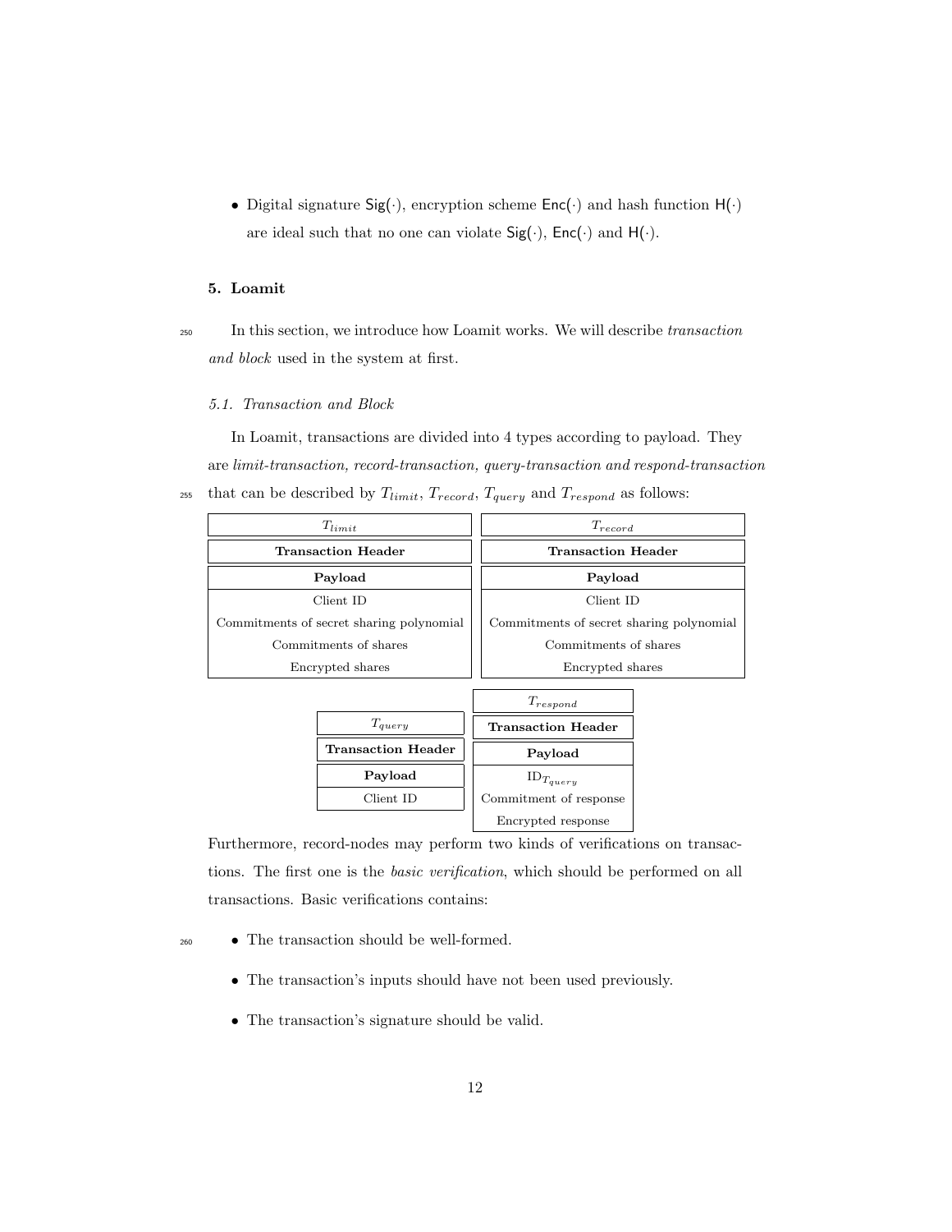- Digital signature $\mathsf{Sig}(\cdot)$, encryption scheme $\mathsf{Enc}(\cdot)$ and hash function $\mathsf{H}(\cdot)$ are ideal such that no one can violate $\mathsf{Sig}(\cdot)$, $\mathsf{Enc}(\cdot)$ and $\mathsf{H}(\cdot)$.

## 5. Loamit

In this section, we introduce how Loamit works. We will describe *transaction and block* used in the system at first.

### 5.1. Transaction and Block

In Loamit, transactions are divided into 4 types according to payload. They are *limit-transaction, record-transaction, query-transaction and respond-transaction* that can be described by $T_{limit}$, $T_{record}$, $T_{query}$ and $T_{respond}$ as follows:

| $T_{limit}$ |
| --- |
| **Transaction Header** |
| **Payload** |
| Client ID |
| Commitments of secret sharing polynomial |
| Commitments of shares |
| Encrypted shares |

| $T_{record}$ |
| --- |
| **Transaction Header** |
| **Payload** |
| Client ID |
| Commitments of secret sharing polynomial |
| Commitments of shares |
| Encrypted shares |

| $T_{query}$ |
| --- |
| **Transaction Header** |
| **Payload** |
| Client ID |

| $T_{respond}$ |
| --- |
| **Transaction Header** |
| **Payload** |
| $\mathrm{ID}_{T_{query}}$ |
| Commitment of response |
| Encrypted response |

Furthermore, record-nodes may perform two kinds of verifications on transactions. The first one is the *basic verification*, which should be performed on all transactions. Basic verifications contains:

- The transaction should be well-formed.
- The transaction's inputs should have not been used previously.
- The transaction's signature should be valid.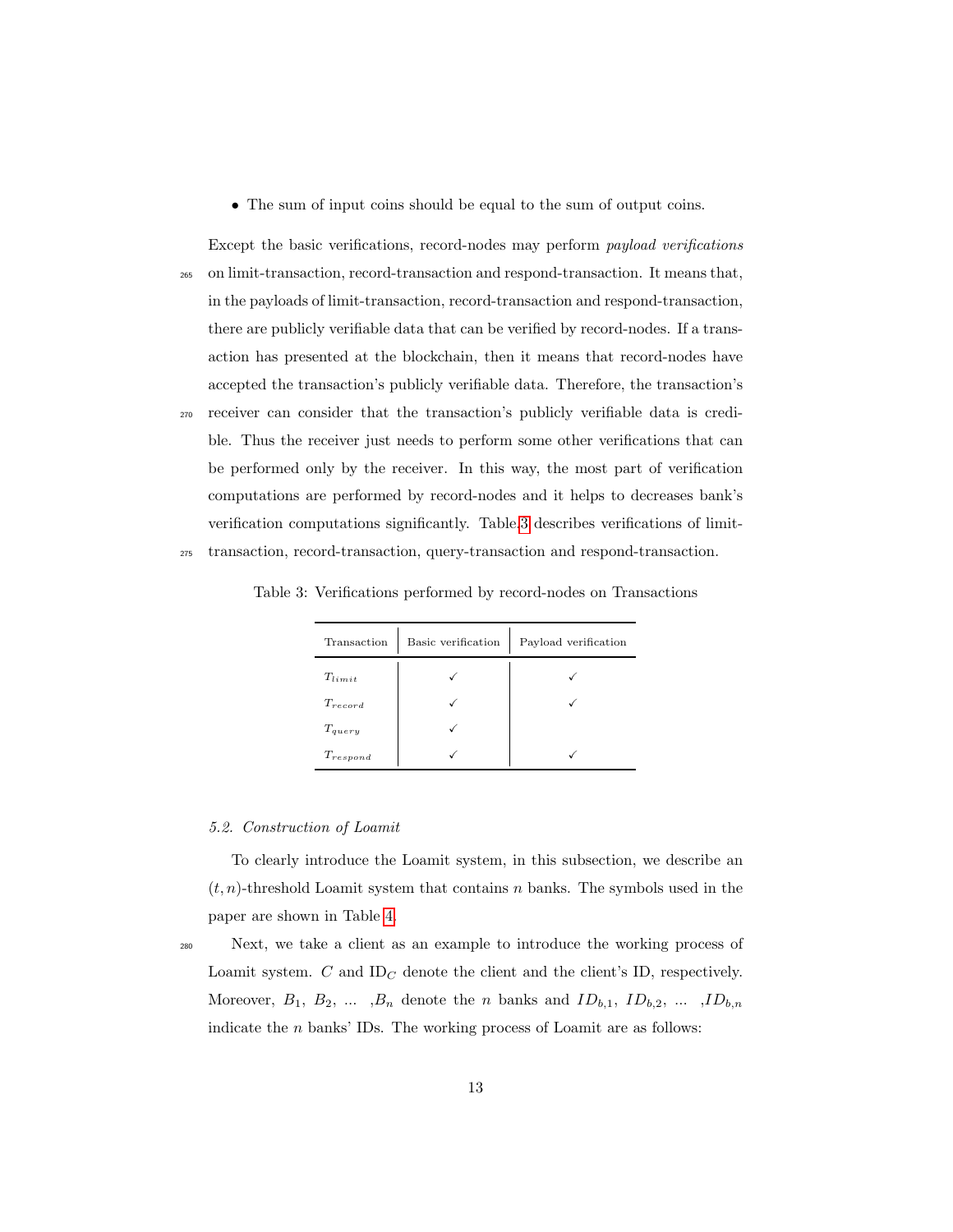- The sum of input coins should be equal to the sum of output coins.

Except the basic verifications, record-nodes may perform *payload verifications* on limit-transaction, record-transaction and respond-transaction. It means that, in the payloads of limit-transaction, record-transaction and respond-transaction, there are publicly verifiable data that can be verified by record-nodes. If a transaction has presented at the blockchain, then it means that record-nodes have accepted the transaction's publicly verifiable data. Therefore, the transaction's receiver can consider that the transaction's publicly verifiable data is credible. Thus the receiver just needs to perform some other verifications that can be performed only by the receiver. In this way, the most part of verification computations are performed by record-nodes and it helps to decreases bank's verification computations significantly. Table 3 describes verifications of limit-transaction, record-transaction, query-transaction and respond-transaction.

Table 3: Verifications performed by record-nodes on Transactions

| Transaction | Basic verification | Payload verification |
|---|---|---|
| $T_{limit}$ | ✓ | ✓ |
| $T_{record}$ | ✓ | ✓ |
| $T_{query}$ | ✓ | |
| $T_{respond}$ | ✓ | ✓ |

### *5.2. Construction of Loamit*

To clearly introduce the Loamit system, in this subsection, we describe an $(t, n)$-threshold Loamit system that contains $n$ banks. The symbols used in the paper are shown in Table 4.

Next, we take a client as an example to introduce the working process of Loamit system. $C$ and $\text{ID}_C$ denote the client and the client's ID, respectively. Moreover, $B_1$, $B_2$, ... ,$B_n$ denote the $n$ banks and $ID_{b,1}$, $ID_{b,2}$, ... ,$ID_{b,n}$ indicate the $n$ banks' IDs. The working process of Loamit are as follows: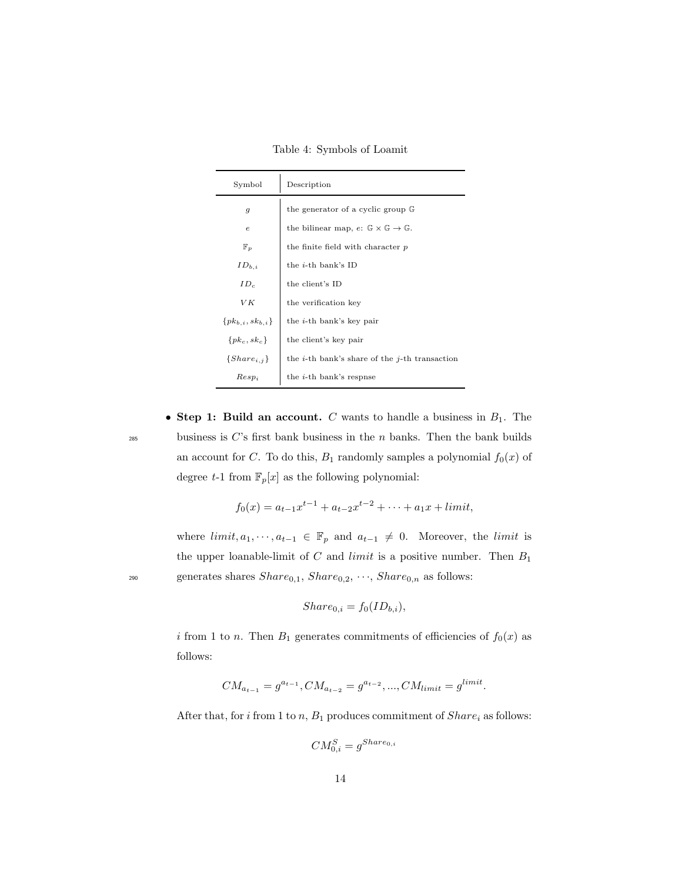Table 4: Symbols of Loamit

| Symbol | Description |
|---|---|
| $g$ | the generator of a cyclic group $\mathbb{G}$ |
| $e$ | the bilinear map, $e$: $\mathbb{G} \times \mathbb{G} \rightarrow \mathbb{G}$. |
| $\mathbb{F}_p$ | the finite field with character $p$ |
| $ID_{b,i}$ | the $i$-th bank's ID |
| $ID_c$ | the client's ID |
| $VK$ | the verification key |
| $\{pk_{b,i}, sk_{b,i}\}$ | the $i$-th bank's key pair |
| $\{pk_c, sk_c\}$ | the client's key pair |
| $\{Share_{i,j}\}$ | the $i$-th bank's share of the $j$-th transaction |
| $Resp_i$ | the $i$-th bank's respnse |

- **Step 1: Build an account.** $C$ wants to handle a business in $B_1$. The business is $C$'s first bank business in the $n$ banks. Then the bank builds an account for $C$. To do this, $B_1$ randomly samples a polynomial $f_0(x)$ of degree $t$-1 from $\mathbb{F}_p[x]$ as the following polynomial:

$$f_0(x) = a_{t-1}x^{t-1} + a_{t-2}x^{t-2} + \cdots + a_1 x + limit,$$

where $limit, a_1, \cdots, a_{t-1} \in \mathbb{F}_p$ and $a_{t-1} \neq 0$. Moreover, the $limit$ is the upper loanable-limit of $C$ and $limit$ is a positive number. Then $B_1$ generates shares $Share_{0,1}$, $Share_{0,2}$, $\cdots$, $Share_{0,n}$ as follows:

$$Share_{0,i} = f_0(ID_{b,i}),$$

$i$ from 1 to $n$. Then $B_1$ generates commitments of efficiencies of $f_0(x)$ as follows:

$$CM_{a_{t-1}} = g^{a_{t-1}}, CM_{a_{t-2}} = g^{a_{t-2}}, ..., CM_{limit} = g^{limit}.$$

After that, for $i$ from 1 to $n$, $B_1$ produces commitment of $Share_i$ as follows:

$$CM_{0,i}^S = g^{Share_{0,i}}$$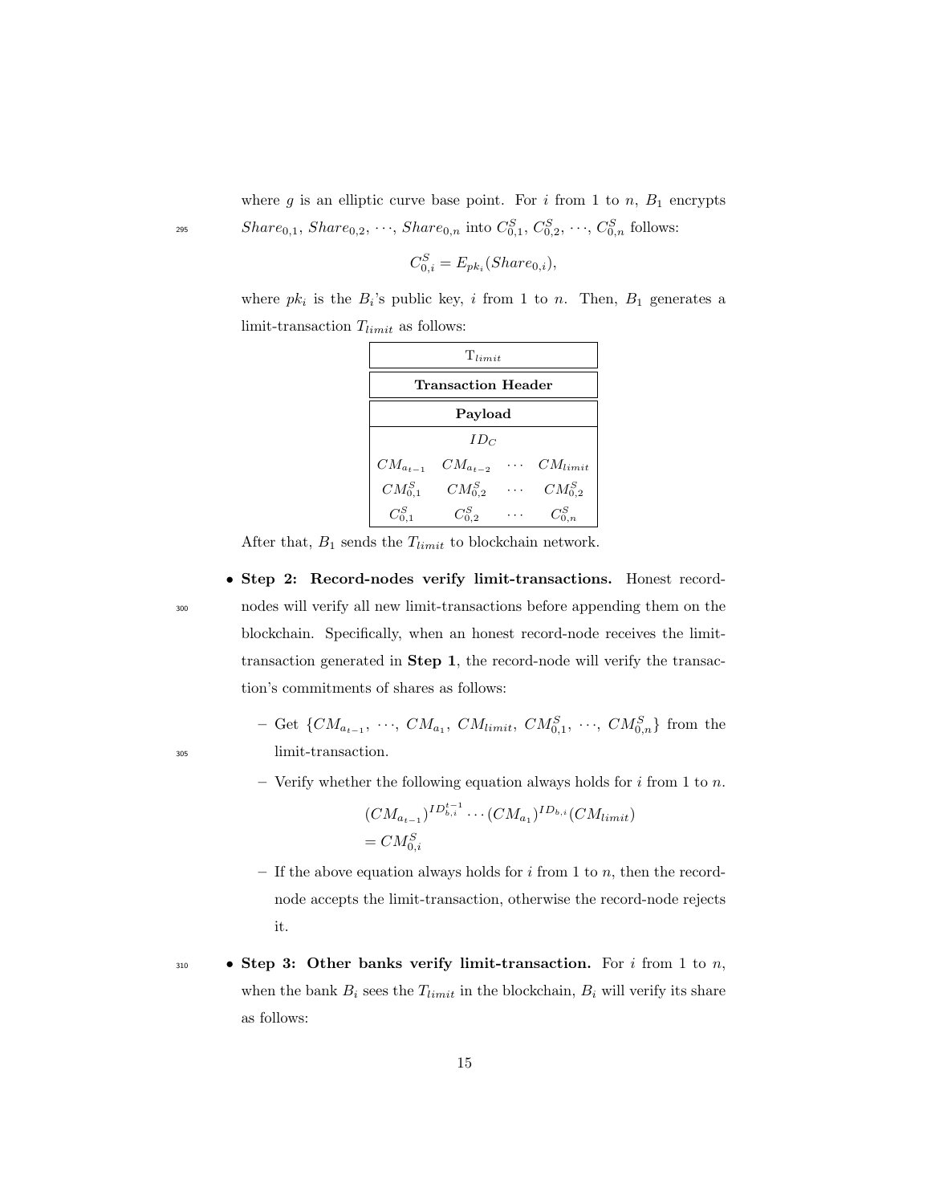where $g$ is an elliptic curve base point. For $i$ from 1 to $n$, $B_1$ encrypts $Share_{0,1}$, $Share_{0,2}$, $\cdots$, $Share_{0,n}$ into $C^S_{0,1}$, $C^S_{0,2}$, $\cdots$, $C^S_{0,n}$ follows:

$$C^S_{0,i} = E_{pk_i}(Share_{0,i}),$$

where $pk_i$ is the $B_i$'s public key, $i$ from 1 to $n$. Then, $B_1$ generates a limit-transaction $T_{limit}$ as follows:

| $\text{T}_{limit}$ | | | |
|---|---|---|---|
| **Transaction Header** | | | |
| **Payload** | | | |
| $ID_C$ | | | |
| $CM_{a_{t-1}}$ | $CM_{a_{t-2}}$ | $\cdots$ | $CM_{limit}$ |
| $CM^S_{0,1}$ | $CM^S_{0,2}$ | $\cdots$ | $CM^S_{0,2}$ |
| $C^S_{0,1}$ | $C^S_{0,2}$ | $\cdots$ | $C^S_{0,n}$ |

After that, $B_1$ sends the $T_{limit}$ to blockchain network.

- **Step 2: Record-nodes verify limit-transactions.** Honest record-nodes will verify all new limit-transactions before appending them on the blockchain. Specifically, when an honest record-node receives the limit-transaction generated in **Step 1**, the record-node will verify the transaction's commitments of shares as follows:
  - Get $\{CM_{a_{t-1}}, \cdots, CM_{a_1}, CM_{limit}, CM^S_{0,1}, \cdots, CM^S_{0,n}\}$ from the limit-transaction.
  - Verify whether the following equation always holds for $i$ from 1 to $n$.

    $$\begin{aligned}&(CM_{a_{t-1}})^{ID^{t-1}_{b,i}} \cdots (CM_{a_1})^{ID_{b,i}}(CM_{limit})\\&= CM^S_{0,i}\end{aligned}$$

  - If the above equation always holds for $i$ from 1 to $n$, then the record-node accepts the limit-transaction, otherwise the record-node rejects it.

- **Step 3: Other banks verify limit-transaction.** For $i$ from 1 to $n$, when the bank $B_i$ sees the $T_{limit}$ in the blockchain, $B_i$ will verify its share as follows: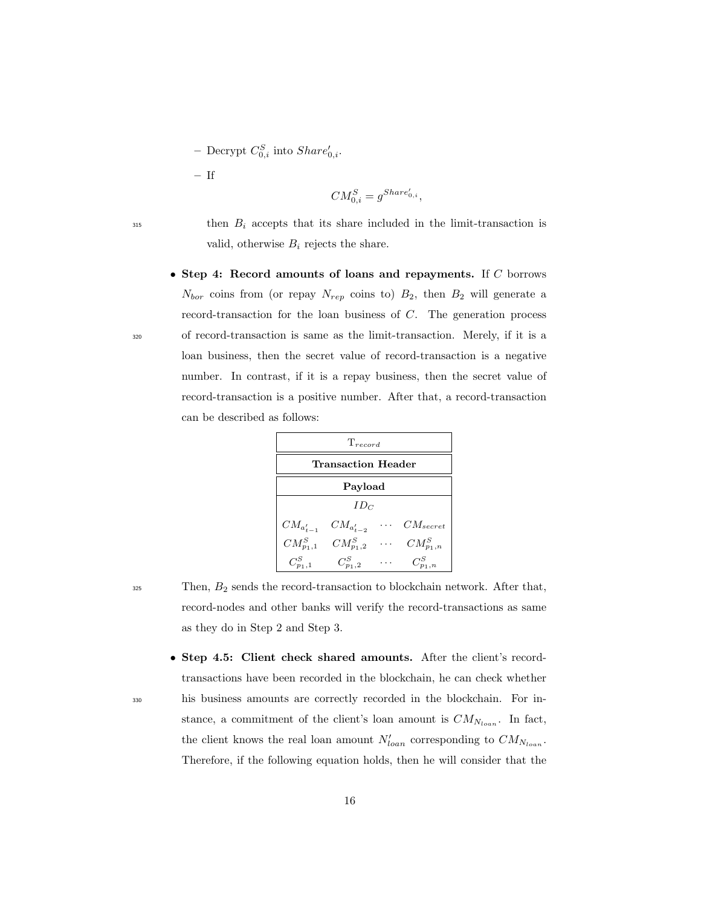- Decrypt $C_{0,i}^S$ into $Share'_{0,i}$.
  - If

$$CM_{0,i}^S = g^{Share'_{0,i}},$$

    then $B_i$ accepts that its share included in the limit-transaction is valid, otherwise $B_i$ rejects the share.

- **Step 4: Record amounts of loans and repayments.** If $C$ borrows $N_{bor}$ coins from (or repay $N_{rep}$ coins to) $B_2$, then $B_2$ will generate a record-transaction for the loan business of $C$. The generation process of record-transaction is same as the limit-transaction. Merely, if it is a loan business, then the secret value of record-transaction is a negative number. In contrast, if it is a repay business, then the secret value of record-transaction is a positive number. After that, a record-transaction can be described as follows:

| $T_{record}$ | | | |
|---|---|---|---|
| **Transaction Header** | | | |
| **Payload** | | | |
| $ID_C$ | | | |
| $CM_{a'_{t-1}}$ | $CM_{a'_{t-2}}$ | $\cdots$ | $CM_{secret}$ |
| $CM_{p_1,1}^S$ | $CM_{p_1,2}^S$ | $\cdots$ | $CM_{p_1,n}^S$ |
| $C_{p_1,1}^S$ | $C_{p_1,2}^S$ | $\cdots$ | $C_{p_1,n}^S$ |

  Then, $B_2$ sends the record-transaction to blockchain network. After that, record-nodes and other banks will verify the record-transactions as same as they do in Step 2 and Step 3.

- **Step 4.5: Client check shared amounts.** After the client's record-transactions have been recorded in the blockchain, he can check whether his business amounts are correctly recorded in the blockchain. For instance, a commitment of the client's loan amount is $CM_{N_{loan}}$. In fact, the client knows the real loan amount $N'_{loan}$ corresponding to $CM_{N_{loan}}$. Therefore, if the following equation holds, then he will consider that the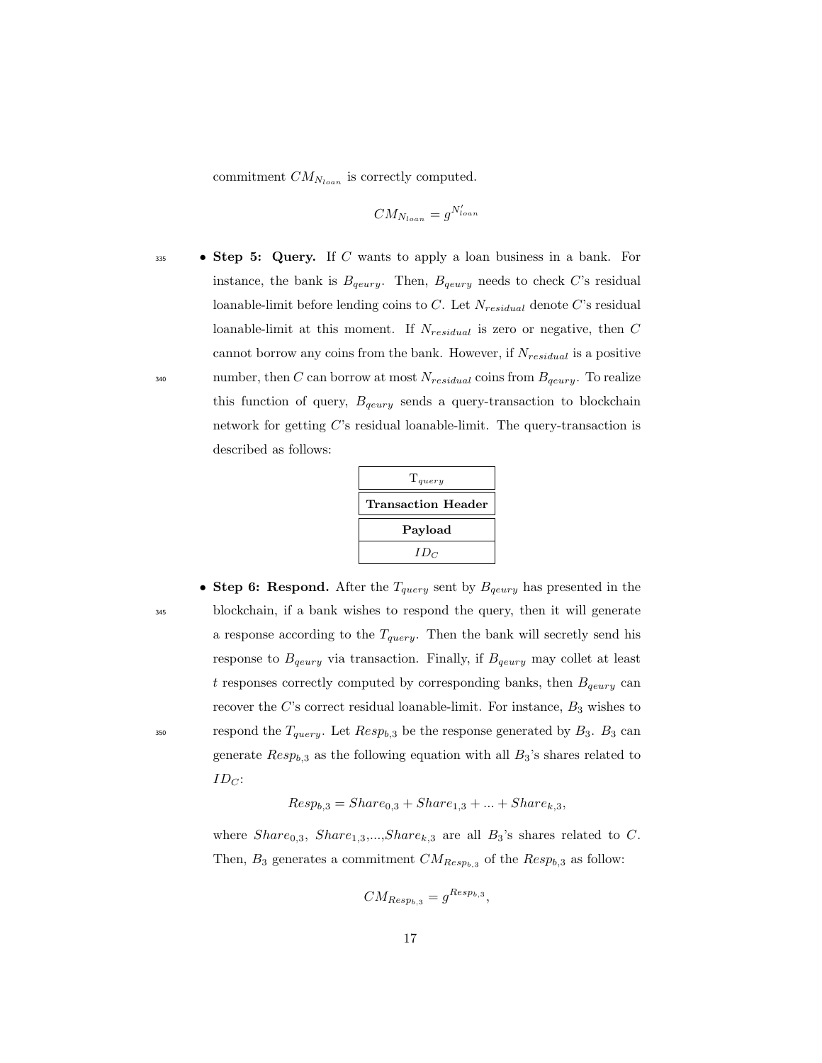commitment $CM_{N_{loan}}$ is correctly computed.

$$CM_{N_{loan}} = g^{N'_{loan}}$$

- **Step 5: Query.** If $C$ wants to apply a loan business in a bank. For instance, the bank is $B_{qeury}$. Then, $B_{qeury}$ needs to check $C$'s residual loanable-limit before lending coins to $C$. Let $N_{residual}$ denote $C$'s residual loanable-limit at this moment. If $N_{residual}$ is zero or negative, then $C$ cannot borrow any coins from the bank. However, if $N_{residual}$ is a positive number, then $C$ can borrow at most $N_{residual}$ coins from $B_{qeury}$. To realize this function of query, $B_{qeury}$ sends a query-transaction to blockchain network for getting $C$'s residual loanable-limit. The query-transaction is described as follows:

| $\text{T}_{query}$ |
|---|
| **Transaction Header** |
| **Payload** |
| $ID_C$ |

- **Step 6: Respond.** After the $T_{query}$ sent by $B_{qeury}$ has presented in the blockchain, if a bank wishes to respond the query, then it will generate a response according to the $T_{query}$. Then the bank will secretly send his response to $B_{qeury}$ via transaction. Finally, if $B_{qeury}$ may collet at least $t$ responses correctly computed by corresponding banks, then $B_{qeury}$ can recover the $C$'s correct residual loanable-limit. For instance, $B_3$ wishes to respond the $T_{query}$. Let $Resp_{b,3}$ be the response generated by $B_3$. $B_3$ can generate $Resp_{b,3}$ as the following equation with all $B_3$'s shares related to $ID_C$:

$$Resp_{b,3} = Share_{0,3} + Share_{1,3} + ... + Share_{k,3},$$

where $Share_{0,3}$, $Share_{1,3}$,...,$Share_{k,3}$ are all $B_3$'s shares related to $C$. Then, $B_3$ generates a commitment $CM_{Resp_{b,3}}$ of the $Resp_{b,3}$ as follow:

$$CM_{Resp_{b,3}} = g^{Resp_{b,3}},$$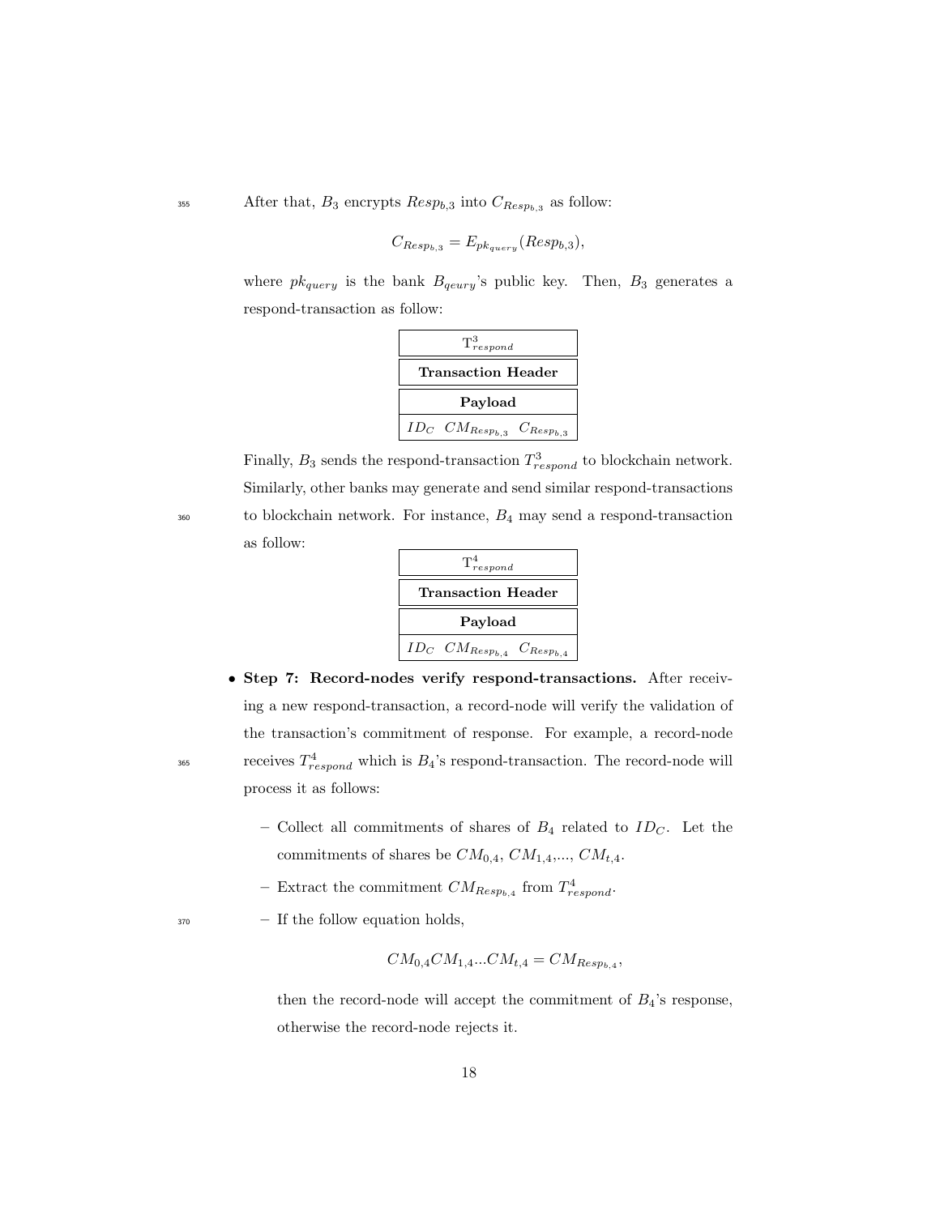After that, $B_3$ encrypts $Resp_{b,3}$ into $C_{Resp_{b,3}}$ as follow:

$$C_{Resp_{b,3}} = E_{pk_{query}}(Resp_{b,3}),$$

where $pk_{query}$ is the bank $B_{qeury}$'s public key. Then, $B_3$ generates a respond-transaction as follow:

| $T^3_{respond}$ |
|---|
| **Transaction Header** |
| **Payload** |
| $ID_C$ $CM_{Resp_{b,3}}$ $C_{Resp_{b,3}}$ |

Finally, $B_3$ sends the respond-transaction $T^3_{respond}$ to blockchain network. Similarly, other banks may generate and send similar respond-transactions to blockchain network. For instance, $B_4$ may send a respond-transaction as follow:

| $T^4_{respond}$ |
|---|
| **Transaction Header** |
| **Payload** |
| $ID_C$ $CM_{Resp_{b,4}}$ $C_{Resp_{b,4}}$ |

- **Step 7: Record-nodes verify respond-transactions.** After receiving a new respond-transaction, a record-node will verify the validation of the transaction's commitment of response. For example, a record-node receives $T^4_{respond}$ which is $B_4$'s respond-transaction. The record-node will process it as follows:

  - Collect all commitments of shares of $B_4$ related to $ID_C$. Let the commitments of shares be $CM_{0,4}$, $CM_{1,4}$,..., $CM_{t,4}$.
  - Extract the commitment $CM_{Resp_{b,4}}$ from $T^4_{respond}$.
  - If the follow equation holds,

    $$CM_{0,4}CM_{1,4}...CM_{t,4} = CM_{Resp_{b,4}},$$

    then the record-node will accept the commitment of $B_4$'s response, otherwise the record-node rejects it.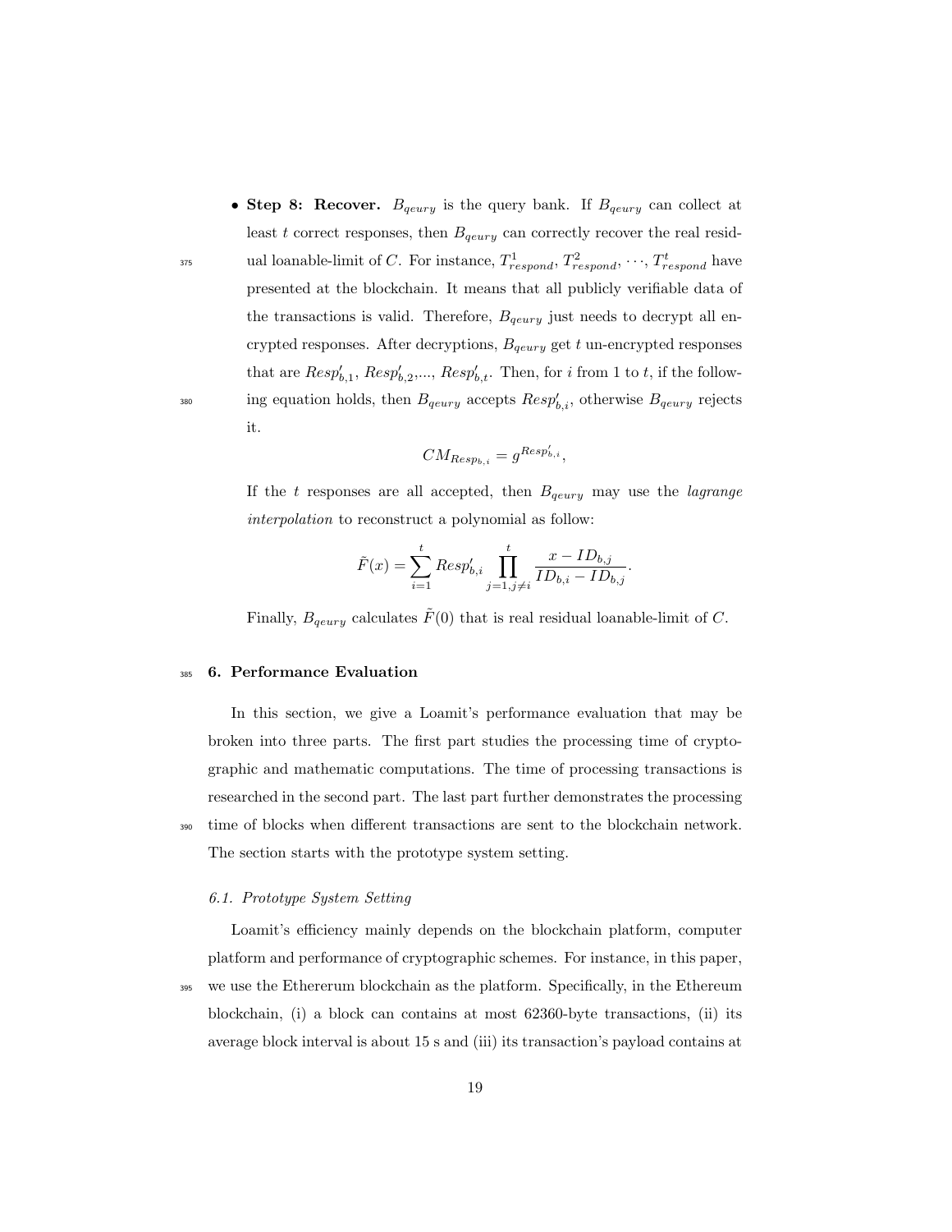- **Step 8: Recover.** $B_{qeury}$ is the query bank. If $B_{qeury}$ can collect at least $t$ correct responses, then $B_{qeury}$ can correctly recover the real residual loanable-limit of $C$. For instance, $T^1_{respond}$, $T^2_{respond}$, $\cdots$, $T^t_{respond}$ have presented at the blockchain. It means that all publicly verifiable data of the transactions is valid. Therefore, $B_{qeury}$ just needs to decrypt all encrypted responses. After decryptions, $B_{qeury}$ get $t$ un-encrypted responses that are $Resp'_{b,1}$, $Resp'_{b,2}$,..., $Resp'_{b,t}$. Then, for $i$ from 1 to $t$, if the following equation holds, then $B_{qeury}$ accepts $Resp'_{b,i}$, otherwise $B_{qeury}$ rejects it.

$$CM_{Resp_{b,i}} = g^{Resp'_{b,i}},$$

If the $t$ responses are all accepted, then $B_{qeury}$ may use the *lagrange interpolation* to reconstruct a polynomial as follow:

$$\tilde{F}(x) = \sum_{i=1}^{t} Resp'_{b,i} \prod_{j=1, j\neq i}^{t} \frac{x - ID_{b,j}}{ID_{b,i} - ID_{b,j}}.$$

Finally, $B_{qeury}$ calculates $\tilde{F}(0)$ that is real residual loanable-limit of $C$.

## 6. Performance Evaluation

In this section, we give a Loamit's performance evaluation that may be broken into three parts. The first part studies the processing time of cryptographic and mathematic computations. The time of processing transactions is researched in the second part. The last part further demonstrates the processing time of blocks when different transactions are sent to the blockchain network. The section starts with the prototype system setting.

### 6.1. Prototype System Setting

Loamit's efficiency mainly depends on the blockchain platform, computer platform and performance of cryptographic schemes. For instance, in this paper, we use the Ethererum blockchain as the platform. Specifically, in the Ethereum blockchain, (i) a block can contains at most 62360-byte transactions, (ii) its average block interval is about 15 s and (iii) its transaction's payload contains at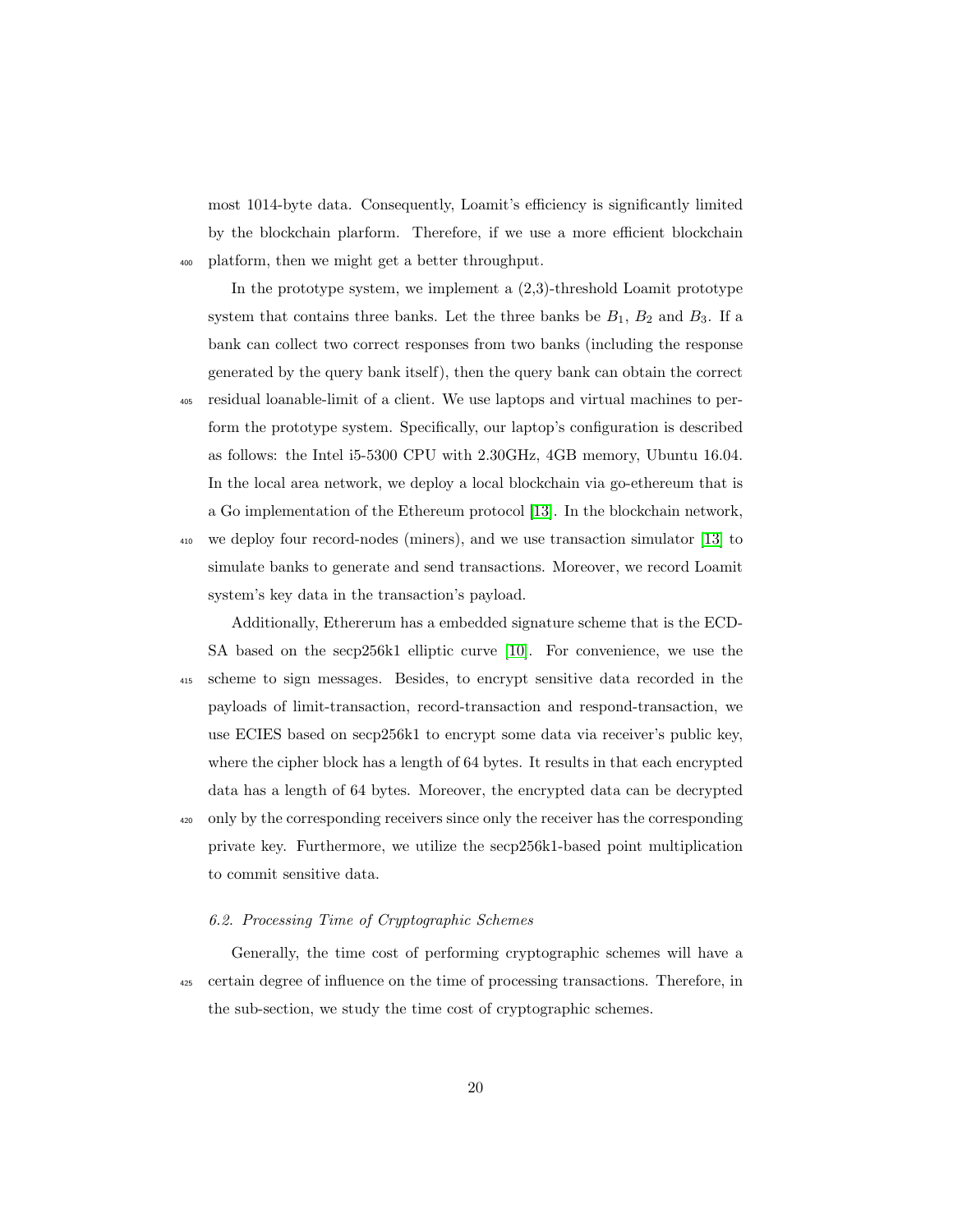most 1014-byte data. Consequently, Loamit's efficiency is significantly limited by the blockchain plarform. Therefore, if we use a more efficient blockchain platform, then we might get a better throughput.

In the prototype system, we implement a (2,3)-threshold Loamit prototype system that contains three banks. Let the three banks be $B_1$, $B_2$ and $B_3$. If a bank can collect two correct responses from two banks (including the response generated by the query bank itself), then the query bank can obtain the correct residual loanable-limit of a client. We use laptops and virtual machines to perform the prototype system. Specifically, our laptop's configuration is described as follows: the Intel i5-5300 CPU with 2.30GHz, 4GB memory, Ubuntu 16.04. In the local area network, we deploy a local blockchain via go-ethereum that is a Go implementation of the Ethereum protocol [13]. In the blockchain network, we deploy four record-nodes (miners), and we use transaction simulator [13] to simulate banks to generate and send transactions. Moreover, we record Loamit system's key data in the transaction's payload.

Additionally, Ethererum has a embedded signature scheme that is the ECDSA based on the secp256k1 elliptic curve [10]. For convenience, we use the scheme to sign messages. Besides, to encrypt sensitive data recorded in the payloads of limit-transaction, record-transaction and respond-transaction, we use ECIES based on secp256k1 to encrypt some data via receiver's public key, where the cipher block has a length of 64 bytes. It results in that each encrypted data has a length of 64 bytes. Moreover, the encrypted data can be decrypted only by the corresponding receivers since only the receiver has the corresponding private key. Furthermore, we utilize the secp256k1-based point multiplication to commit sensitive data.

### 6.2. Processing Time of Cryptographic Schemes

Generally, the time cost of performing cryptographic schemes will have a certain degree of influence on the time of processing transactions. Therefore, in the sub-section, we study the time cost of cryptographic schemes.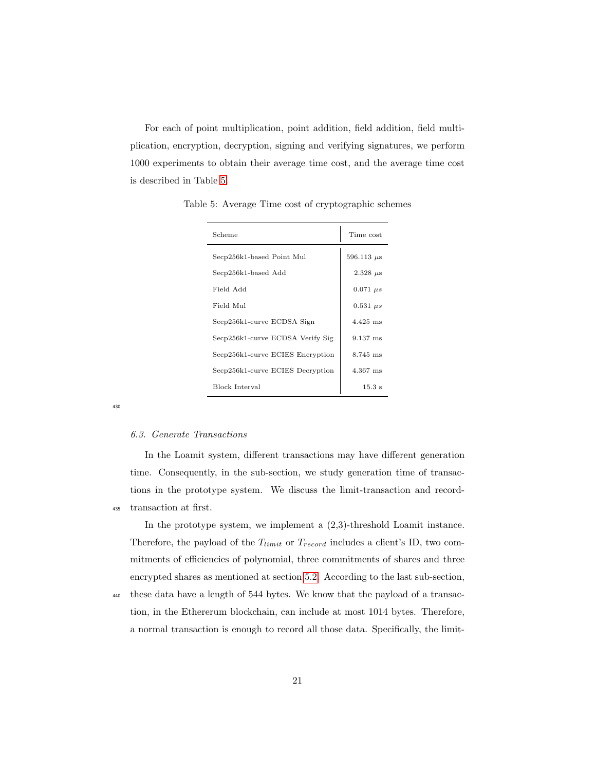For each of point multiplication, point addition, field addition, field multiplication, encryption, decryption, signing and verifying signatures, we perform 1000 experiments to obtain their average time cost, and the average time cost is described in Table 5.

Table 5: Average Time cost of cryptographic schemes

| Scheme | Time cost |
|---|---|
| Secp256k1-based Point Mul | 596.113 $\mu$s |
| Secp256k1-based Add | 2.328 $\mu$s |
| Field Add | 0.071 $\mu s$ |
| Field Mul | 0.531 $\mu s$ |
| Secp256k1-curve ECDSA Sign | 4.425 ms |
| Secp256k1-curve ECDSA Verify Sig | 9.137 ms |
| Secp256k1-curve ECIES Encryption | 8.745 ms |
| Secp256k1-curve ECIES Decryption | 4.367 ms |
| Block Interval | 15.3 s |

### *6.3. Generate Transactions*

In the Loamit system, different transactions may have different generation time. Consequently, in the sub-section, we study generation time of transactions in the prototype system. We discuss the limit-transaction and record-transaction at first.

In the prototype system, we implement a (2,3)-threshold Loamit instance. Therefore, the payload of the $T_{limit}$ or $T_{record}$ includes a client's ID, two commitments of efficiencies of polynomial, three commitments of shares and three encrypted shares as mentioned at section 5.2. According to the last sub-section, these data have a length of 544 bytes. We know that the payload of a transaction, in the Ethererum blockchain, can include at most 1014 bytes. Therefore, a normal transaction is enough to record all those data. Specifically, the limit-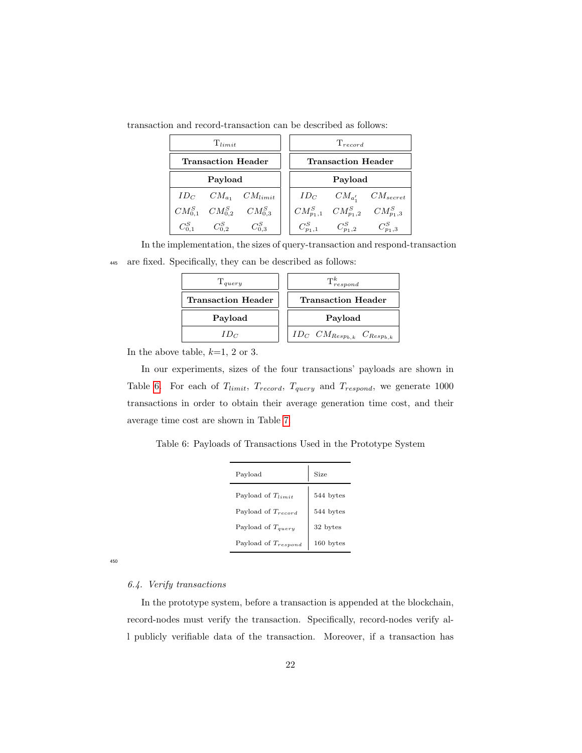transaction and record-transaction can be described as follows:

| $T_{limit}$ | | |
|---|---|---|
| **Transaction Header** | | |
| **Payload** | | |
| $ID_C$ | $CM_{a_1}$ | $CM_{limit}$ |
| $CM^S_{0,1}$ | $CM^S_{0,2}$ | $CM^S_{0,3}$ |
| $C^S_{0,1}$ | $C^S_{0,2}$ | $C^S_{0,3}$ |

| $T_{record}$ | | |
|---|---|---|
| **Transaction Header** | | |
| **Payload** | | |
| $ID_C$ | $CM_{a'_1}$ | $CM_{secret}$ |
| $CM^S_{p_1,1}$ | $CM^S_{p_1,2}$ | $CM^S_{p_1,3}$ |
| $C^S_{p_1,1}$ | $C^S_{p_1,2}$ | $C^S_{p_1,3}$ |

In the implementation, the sizes of query-transaction and respond-transaction are fixed. Specifically, they can be described as follows:

| $T_{query}$ |
|---|
| **Transaction Header** |
| **Payload** |
| $ID_C$ |

| $T^k_{respond}$ | | |
|---|---|---|
| **Transaction Header** | | |
| **Payload** | | |
| $ID_C$ | $CM_{Resp_{b,k}}$ | $C_{Resp_{b,k}}$ |

In the above table, $k$=1, 2 or 3.

In our experiments, sizes of the four transactions' payloads are shown in Table 6. For each of $T_{limit}$, $T_{record}$, $T_{query}$ and $T_{respond}$, we generate 1000 transactions in order to obtain their average generation time cost, and their average time cost are shown in Table 7.

Table 6: Payloads of Transactions Used in the Prototype System

| Payload | Size |
|---|---|
| Payload of $T_{limit}$ | 544 bytes |
| Payload of $T_{record}$ | 544 bytes |
| Payload of $T_{query}$ | 32 bytes |
| Payload of $T_{respond}$ | 160 bytes |

### 6.4. Verify transactions

In the prototype system, before a transaction is appended at the blockchain, record-nodes must verify the transaction. Specifically, record-nodes verify all publicly verifiable data of the transaction. Moreover, if a transaction has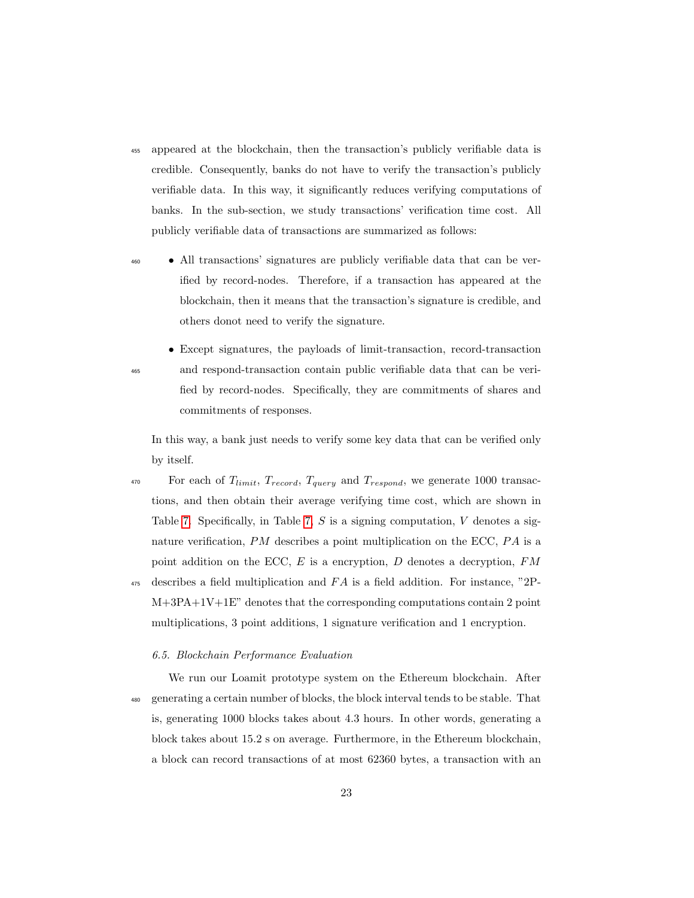appeared at the blockchain, then the transaction's publicly verifiable data is credible. Consequently, banks do not have to verify the transaction's publicly verifiable data. In this way, it significantly reduces verifying computations of banks. In the sub-section, we study transactions' verification time cost. All publicly verifiable data of transactions are summarized as follows:

- All transactions' signatures are publicly verifiable data that can be verified by record-nodes. Therefore, if a transaction has appeared at the blockchain, then it means that the transaction's signature is credible, and others donot need to verify the signature.
- Except signatures, the payloads of limit-transaction, record-transaction and respond-transaction contain public verifiable data that can be verified by record-nodes. Specifically, they are commitments of shares and commitments of responses.

In this way, a bank just needs to verify some key data that can be verified only by itself.

For each of $T_{limit}$, $T_{record}$, $T_{query}$ and $T_{respond}$, we generate 1000 transactions, and then obtain their average verifying time cost, which are shown in Table 7. Specifically, in Table 7, $S$ is a signing computation, $V$ denotes a signature verification, $PM$ describes a point multiplication on the ECC, $PA$ is a point addition on the ECC, $E$ is a encryption, $D$ denotes a decryption, $FM$ describes a field multiplication and $FA$ is a field addition. For instance, "2PM+3PA+1V+1E" denotes that the corresponding computations contain 2 point multiplications, 3 point additions, 1 signature verification and 1 encryption.

### 6.5. Blockchain Performance Evaluation

We run our Loamit prototype system on the Ethereum blockchain. After generating a certain number of blocks, the block interval tends to be stable. That is, generating 1000 blocks takes about 4.3 hours. In other words, generating a block takes about 15.2 s on average. Furthermore, in the Ethereum blockchain, a block can record transactions of at most 62360 bytes, a transaction with an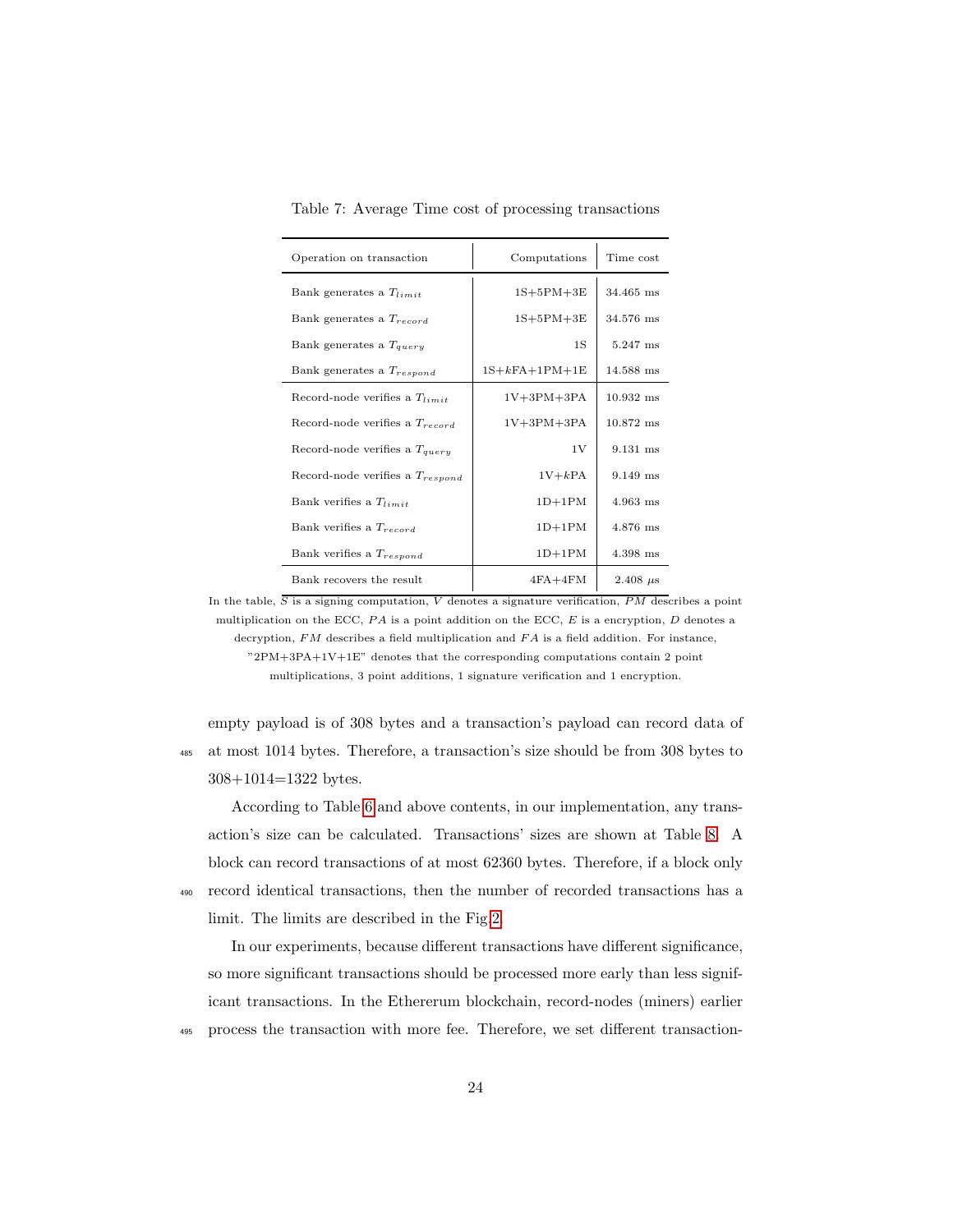Table 7: Average Time cost of processing transactions

| Operation on transaction | Computations | Time cost |
|---|---|---|
| Bank generates a $T_{limit}$ | 1S+5PM+3E | 34.465 ms |
| Bank generates a $T_{record}$ | 1S+5PM+3E | 34.576 ms |
| Bank generates a $T_{query}$ | 1S | 5.247 ms |
| Bank generates a $T_{respond}$ | 1S+$k$FA+1PM+1E | 14.588 ms |
| Record-node verifies a $T_{limit}$ | 1V+3PM+3PA | 10.932 ms |
| Record-node verifies a $T_{record}$ | 1V+3PM+3PA | 10.872 ms |
| Record-node verifies a $T_{query}$ | 1V | 9.131 ms |
| Record-node verifies a $T_{respond}$ | 1V+$k$PA | 9.149 ms |
| Bank verifies a $T_{limit}$ | 1D+1PM | 4.963 ms |
| Bank verifies a $T_{record}$ | 1D+1PM | 4.876 ms |
| Bank verifies a $T_{respond}$ | 1D+1PM | 4.398 ms |
| Bank recovers the result | 4FA+4FM | 2.408 $\mu$s |

In the table, $S$ is a signing computation, $V$ denotes a signature verification, $PM$ describes a point multiplication on the ECC, $PA$ is a point addition on the ECC, $E$ is a encryption, $D$ denotes a decryption, $FM$ describes a field multiplication and $FA$ is a field addition. For instance, "2PM+3PA+1V+1E" denotes that the corresponding computations contain 2 point multiplications, 3 point additions, 1 signature verification and 1 encryption.

empty payload is of 308 bytes and a transaction's payload can record data of at most 1014 bytes. Therefore, a transaction's size should be from 308 bytes to 308+1014=1322 bytes.

According to Table 6 and above contents, in our implementation, any transaction's size can be calculated. Transactions' sizes are shown at Table 8. A block can record transactions of at most 62360 bytes. Therefore, if a block only record identical transactions, then the number of recorded transactions has a limit. The limits are described in the Fig.2.

In our experiments, because different transactions have different significance, so more significant transactions should be processed more early than less significant transactions. In the Ethererum blockchain, record-nodes (miners) earlier process the transaction with more fee. Therefore, we set different transaction-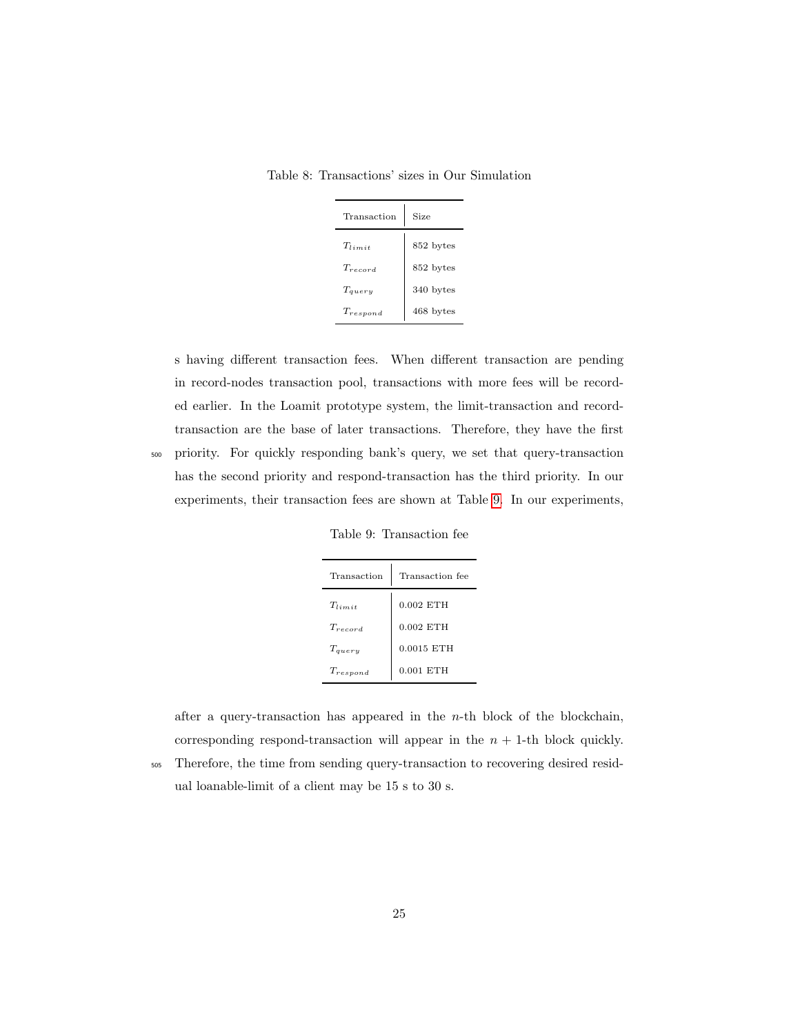Table 8: Transactions' sizes in Our Simulation

| Transaction | Size |
|---|---|
| $T_{limit}$ | 852 bytes |
| $T_{record}$ | 852 bytes |
| $T_{query}$ | 340 bytes |
| $T_{respond}$ | 468 bytes |

s having different transaction fees. When different transaction are pending in record-nodes transaction pool, transactions with more fees will be recorded earlier. In the Loamit prototype system, the limit-transaction and record-transaction are the base of later transactions. Therefore, they have the first priority. For quickly responding bank's query, we set that query-transaction has the second priority and respond-transaction has the third priority. In our experiments, their transaction fees are shown at Table 9. In our experiments,

Table 9: Transaction fee

| Transaction | Transaction fee |
|---|---|
| $T_{limit}$ | 0.002 ETH |
| $T_{record}$ | 0.002 ETH |
| $T_{query}$ | 0.0015 ETH |
| $T_{respond}$ | 0.001 ETH |

after a query-transaction has appeared in the $n$-th block of the blockchain, corresponding respond-transaction will appear in the $n + 1$-th block quickly. Therefore, the time from sending query-transaction to recovering desired residual loanable-limit of a client may be 15 s to 30 s.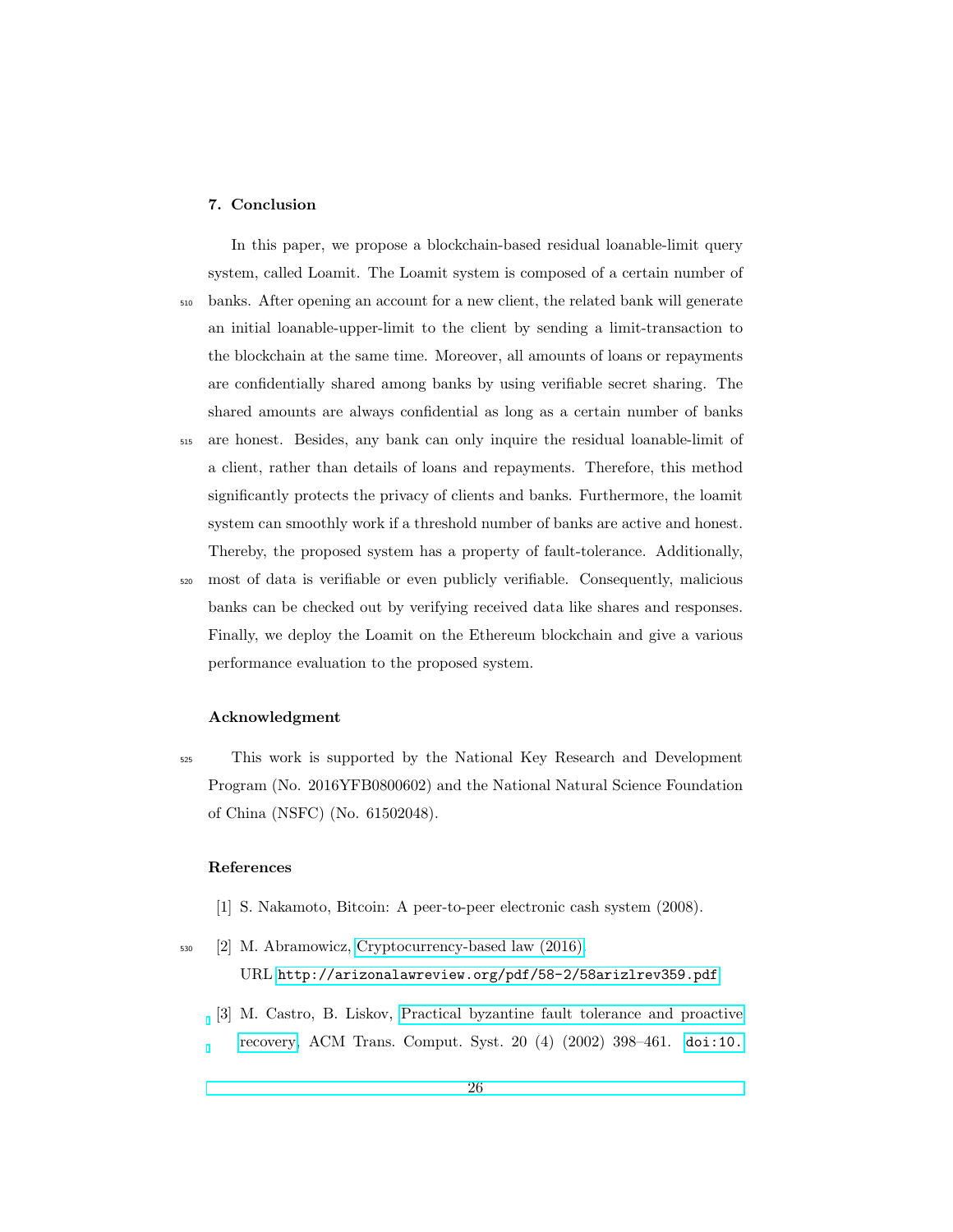## 7. Conclusion

In this paper, we propose a blockchain-based residual loanable-limit query system, called Loamit. The Loamit system is composed of a certain number of banks. After opening an account for a new client, the related bank will generate an initial loanable-upper-limit to the client by sending a limit-transaction to the blockchain at the same time. Moreover, all amounts of loans or repayments are confidentially shared among banks by using verifiable secret sharing. The shared amounts are always confidential as long as a certain number of banks are honest. Besides, any bank can only inquire the residual loanable-limit of a client, rather than details of loans and repayments. Therefore, this method significantly protects the privacy of clients and banks. Furthermore, the loamit system can smoothly work if a threshold number of banks are active and honest. Thereby, the proposed system has a property of fault-tolerance. Additionally, most of data is verifiable or even publicly verifiable. Consequently, malicious banks can be checked out by verifying received data like shares and responses. Finally, we deploy the Loamit on the Ethereum blockchain and give a various performance evaluation to the proposed system.

## Acknowledgment

This work is supported by the National Key Research and Development Program (No. 2016YFB0800602) and the National Natural Science Foundation of China (NSFC) (No. 61502048).

## References

[1] S. Nakamoto, Bitcoin: A peer-to-peer electronic cash system (2008).

[2] M. Abramowicz, Cryptocurrency-based law (2016). URL `http://arizonalawreview.org/pdf/58-2/58arizlrev359.pdf`

[3] M. Castro, B. Liskov, Practical byzantine fault tolerance and proactive recovery, ACM Trans. Comput. Syst. 20 (4) (2002) 398–461. `doi:10.`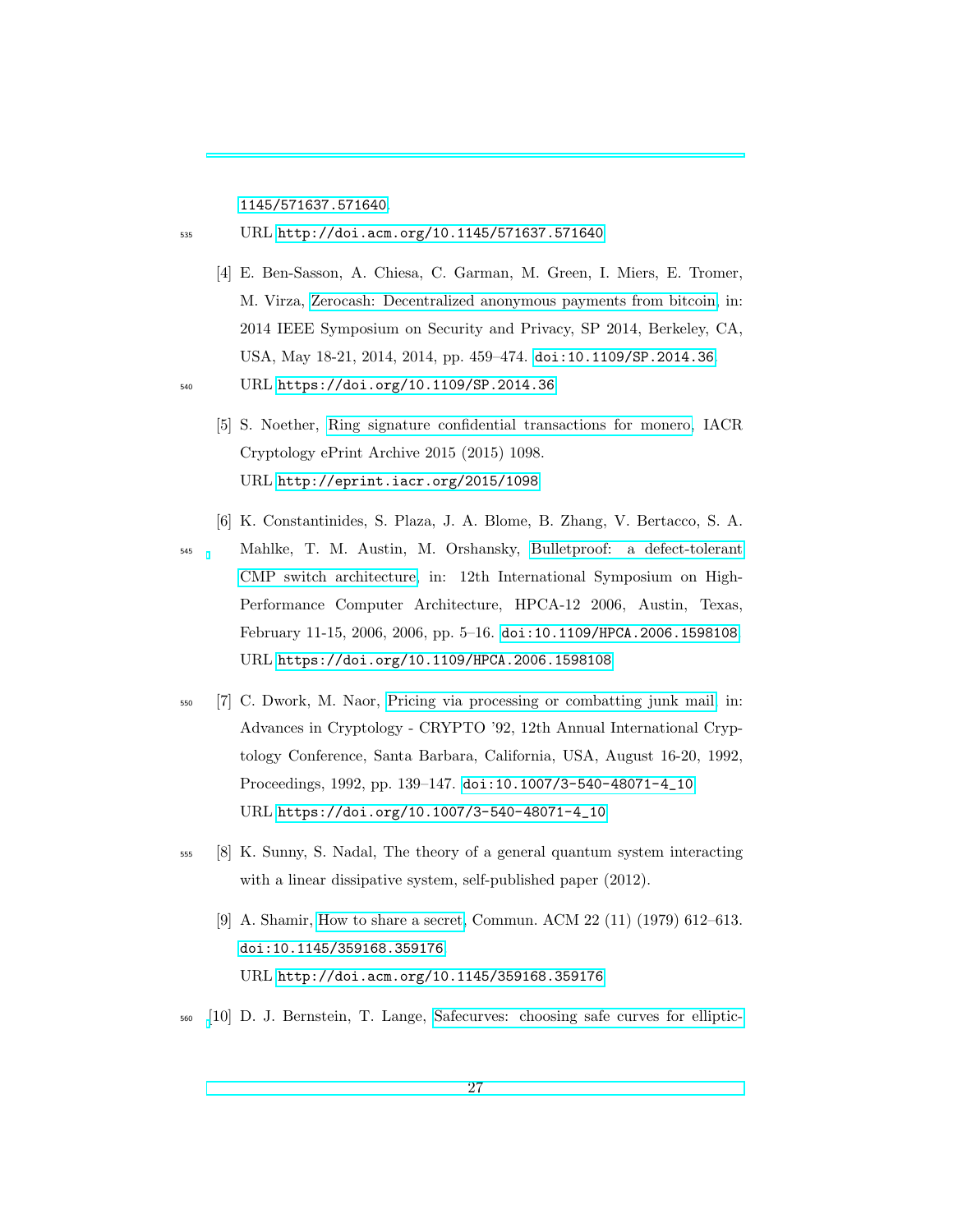1145/571637.571640.

URL http://doi.acm.org/10.1145/571637.571640

[4] E. Ben-Sasson, A. Chiesa, C. Garman, M. Green, I. Miers, E. Tromer, M. Virza, Zerocash: Decentralized anonymous payments from bitcoin, in: 2014 IEEE Symposium on Security and Privacy, SP 2014, Berkeley, CA, USA, May 18-21, 2014, 2014, pp. 459–474. doi:10.1109/SP.2014.36.
URL https://doi.org/10.1109/SP.2014.36

[5] S. Noether, Ring signature confidential transactions for monero, IACR Cryptology ePrint Archive 2015 (2015) 1098.
URL http://eprint.iacr.org/2015/1098

[6] K. Constantinides, S. Plaza, J. A. Blome, B. Zhang, V. Bertacco, S. A. Mahlke, T. M. Austin, M. Orshansky, Bulletproof: a defect-tolerant CMP switch architecture, in: 12th International Symposium on High-Performance Computer Architecture, HPCA-12 2006, Austin, Texas, February 11-15, 2006, 2006, pp. 5–16. doi:10.1109/HPCA.2006.1598108.
URL https://doi.org/10.1109/HPCA.2006.1598108

[7] C. Dwork, M. Naor, Pricing via processing or combatting junk mail, in: Advances in Cryptology - CRYPTO '92, 12th Annual International Cryptology Conference, Santa Barbara, California, USA, August 16-20, 1992, Proceedings, 1992, pp. 139–147. doi:10.1007/3-540-48071-4_10.
URL https://doi.org/10.1007/3-540-48071-4_10

[8] K. Sunny, S. Nadal, The theory of a general quantum system interacting with a linear dissipative system, self-published paper (2012).

[9] A. Shamir, How to share a secret, Commun. ACM 22 (11) (1979) 612–613. doi:10.1145/359168.359176.
URL http://doi.acm.org/10.1145/359168.359176

[10] D. J. Bernstein, T. Lange, Safecurves: choosing safe curves for elliptic-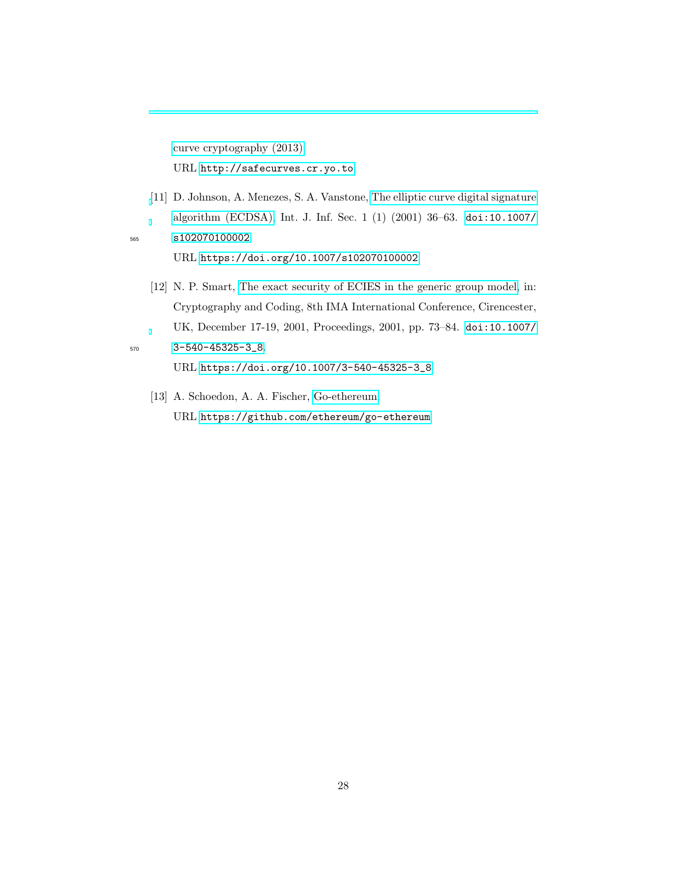curve cryptography (2013)
URL http://safecurves.cr.yo.to

[11] D. Johnson, A. Menezes, S. A. Vanstone, The elliptic curve digital signature algorithm (ECDSA), Int. J. Inf. Sec. 1 (1) (2001) 36–63. doi:10.1007/s102070100002.
URL https://doi.org/10.1007/s102070100002

[12] N. P. Smart, The exact security of ECIES in the generic group model, in: Cryptography and Coding, 8th IMA International Conference, Cirencester, UK, December 17-19, 2001, Proceedings, 2001, pp. 73–84. doi:10.1007/3-540-45325-3_8.
URL https://doi.org/10.1007/3-540-45325-3_8

[13] A. Schoedon, A. A. Fischer, Go-ethereum.
URL https://github.com/ethereum/go-ethereum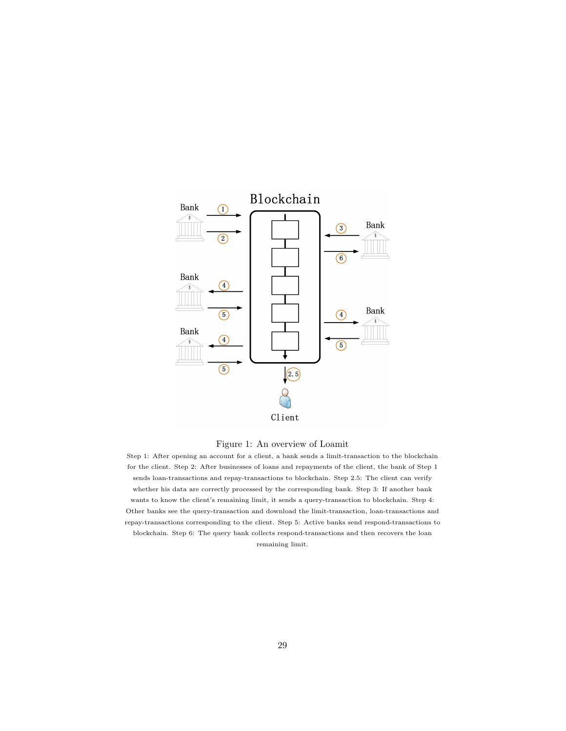Figure 1: An overview of Loamit

Step 1: After opening an account for a client, a bank sends a limit-transaction to the blockchain for the client. Step 2: After businesses of loans and repayments of the client, the bank of Step 1 sends loan-transactions and repay-transactions to blockchain. Step 2.5: The client can verify whether his data are correctly processed by the corresponding bank. Step 3: If another bank wants to know the client's remaining limit, it sends a query-transaction to blockchain. Step 4: Other banks see the query-transaction and download the limit-transaction, loan-transactions and repay-transactions corresponding to the client. Step 5: Active banks send respond-transactions to blockchain. Step 6: The query bank collects respond-transactions and then recovers the loan remaining limit.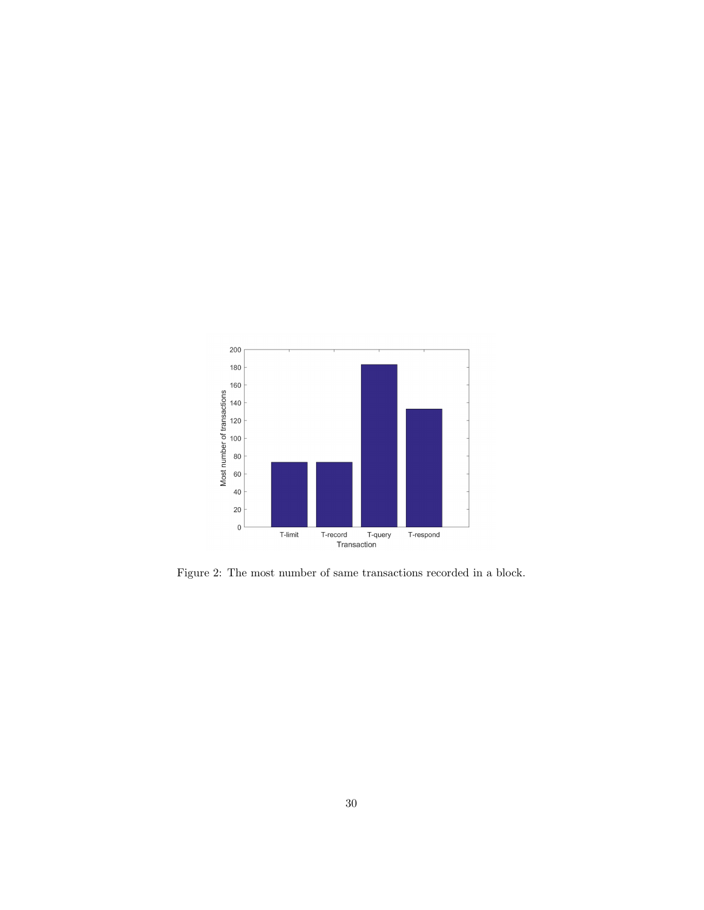200
180
160
140
120
100
80
60
40
20
0

Most number of transactions

T-limit
T-record
T-query
T-respond

Transaction

Figure 2: The most number of same transactions recorded in a block.